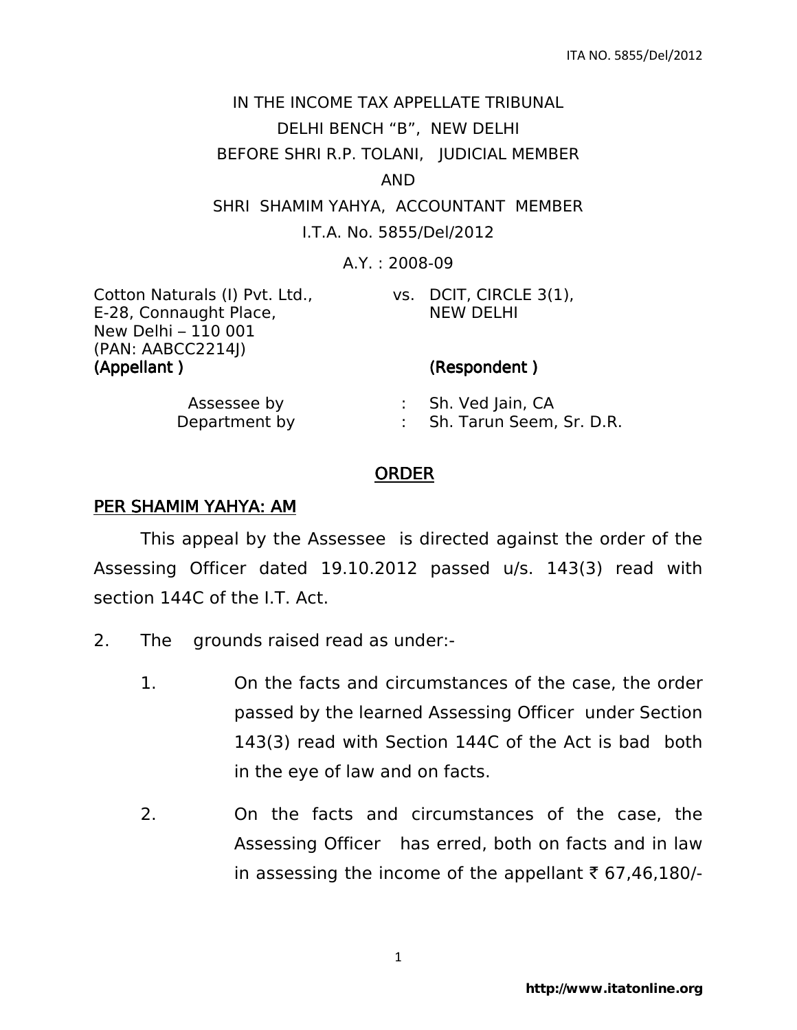IN THE INCOME TAX APPELLATE TRIBUNAL
DELHI BENCH "B", NEW DELHI
BEFORE SHRI R.P. TOLANI, JUDICIAL MEMBER
AND
SHRI SHAMIM YAHYA, ACCOUNTANT MEMBER

I.T.A. No. 5855/Del/2012

A.Y. : 2008-09

| | | |
|---|---|---|
| Cotton Naturals (I) Pvt. Ltd.,<br>E-28, Connaught Place,<br>New Delhi – 110 001<br>(PAN: AABCC2214J)<br>**(Appellant )** | vs. | DCIT, CIRCLE 3(1),<br>NEW DELHI<br><br><br>**(Respondent )** |

| | | |
|---|---|---|
| Assessee by | : | Sh. Ved Jain, CA |
| Department by | : | Sh. Tarun Seem, Sr. D.R. |

## ORDER

**PER SHAMIM YAHYA: AM**

This appeal by the Assessee is directed against the order of the Assessing Officer dated 19.10.2012 passed u/s. 143(3) read with section 144C of the I.T. Act.

2. The grounds raised read as under:-

1. On the facts and circumstances of the case, the order passed by the learned Assessing Officer under Section 143(3) read with Section 144C of the Act is bad both in the eye of law and on facts.

2. On the facts and circumstances of the case, the Assessing Officer has erred, both on facts and in law in assessing the income of the appellant ₹ 67,46,180/-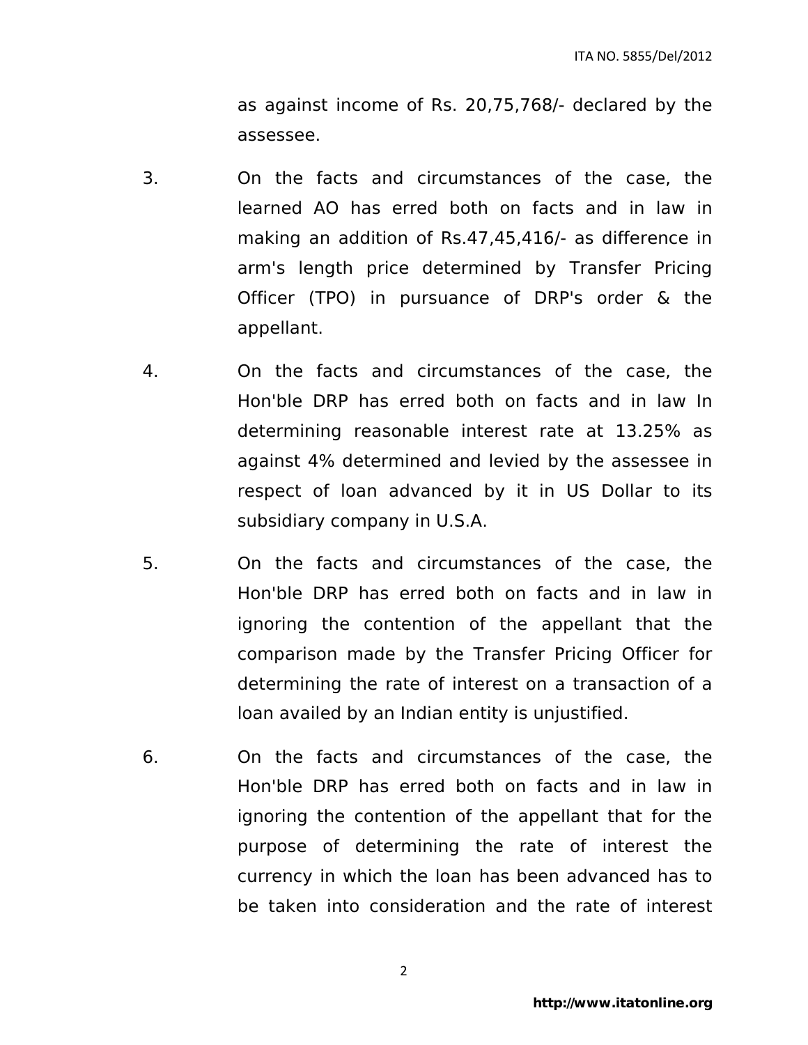as against income of Rs. 20,75,768/- declared by the assessee.

3. On the facts and circumstances of the case, the learned AO has erred both on facts and in law in making an addition of Rs.47,45,416/- as difference in arm's length price determined by Transfer Pricing Officer (TPO) in pursuance of DRP's order & the appellant.

4. On the facts and circumstances of the case, the Hon'ble DRP has erred both on facts and in law In determining reasonable interest rate at 13.25% as against 4% determined and levied by the assessee in respect of loan advanced by it in US Dollar to its subsidiary company in U.S.A.

5. On the facts and circumstances of the case, the Hon'ble DRP has erred both on facts and in law in ignoring the contention of the appellant that the comparison made by the Transfer Pricing Officer for determining the rate of interest on a transaction of a loan availed by an Indian entity is unjustified.

6. On the facts and circumstances of the case, the Hon'ble DRP has erred both on facts and in law in ignoring the contention of the appellant that for the purpose of determining the rate of interest the currency in which the loan has been advanced has to be taken into consideration and the rate of interest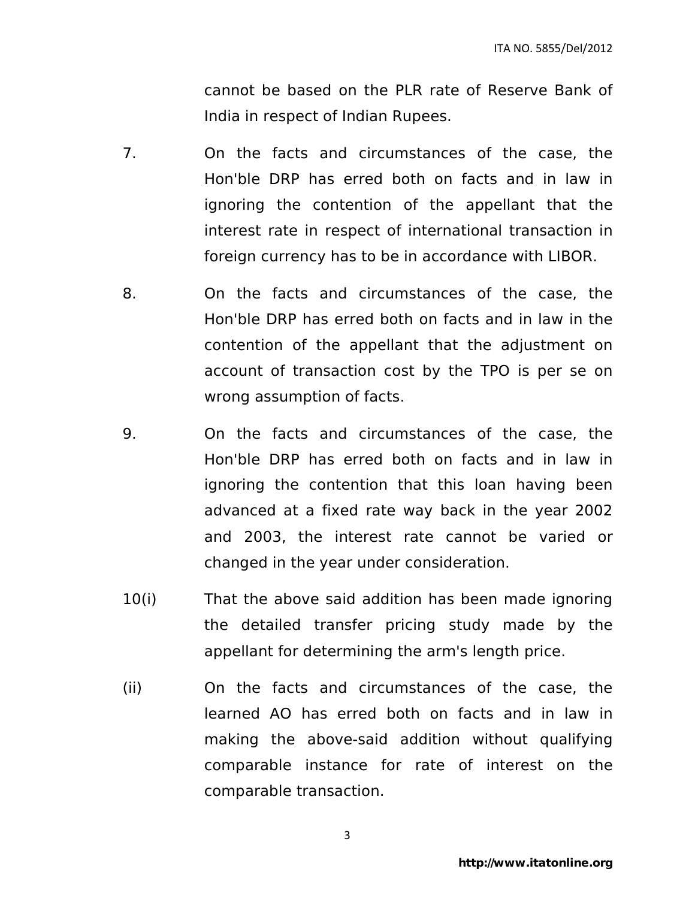cannot be based on the PLR rate of Reserve Bank of India in respect of Indian Rupees.

7. On the facts and circumstances of the case, the Hon'ble DRP has erred both on facts and in law in ignoring the contention of the appellant that the interest rate in respect of international transaction in foreign currency has to be in accordance with LIBOR.

8. On the facts and circumstances of the case, the Hon'ble DRP has erred both on facts and in law in the contention of the appellant that the adjustment on account of transaction cost by the TPO is per se on wrong assumption of facts.

9. On the facts and circumstances of the case, the Hon'ble DRP has erred both on facts and in law in ignoring the contention that this loan having been advanced at a fixed rate way back in the year 2002 and 2003, the interest rate cannot be varied or changed in the year under consideration.

10(i) That the above said addition has been made ignoring the detailed transfer pricing study made by the appellant for determining the arm's length price.

(ii) On the facts and circumstances of the case, the learned AO has erred both on facts and in law in making the above-said addition without qualifying comparable instance for rate of interest on the comparable transaction.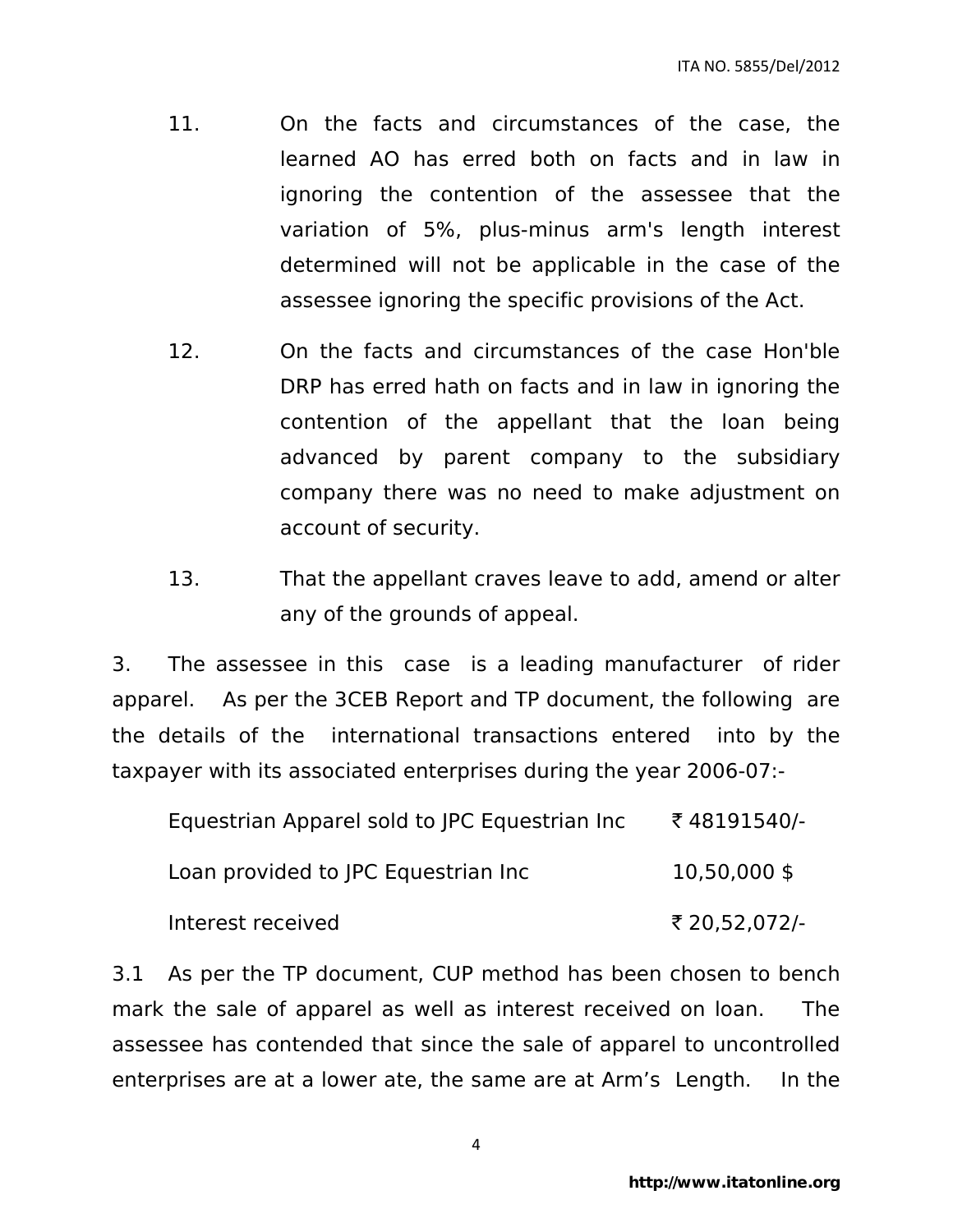11. On the facts and circumstances of the case, the learned AO has erred both on facts and in law in ignoring the contention of the assessee that the variation of 5%, plus-minus arm's length interest determined will not be applicable in the case of the assessee ignoring the specific provisions of the Act.

12. On the facts and circumstances of the case Hon'ble DRP has erred hath on facts and in law in ignoring the contention of the appellant that the loan being advanced by parent company to the subsidiary company there was no need to make adjustment on account of security.

13. That the appellant craves leave to add, amend or alter any of the grounds of appeal.

3. The assessee in this case is a leading manufacturer of rider apparel. As per the 3CEB Report and TP document, the following are the details of the international transactions entered into by the taxpayer with its associated enterprises during the year 2006-07:-

| | |
|---|---|
| Equestrian Apparel sold to JPC Equestrian Inc | ₹ 48191540/- |
| Loan provided to JPC Equestrian Inc | 10,50,000 $ |
| Interest received | ₹ 20,52,072/- |

3.1 As per the TP document, CUP method has been chosen to bench mark the sale of apparel as well as interest received on loan. The assessee has contended that since the sale of apparel to uncontrolled enterprises are at a lower ate, the same are at Arm's Length. In the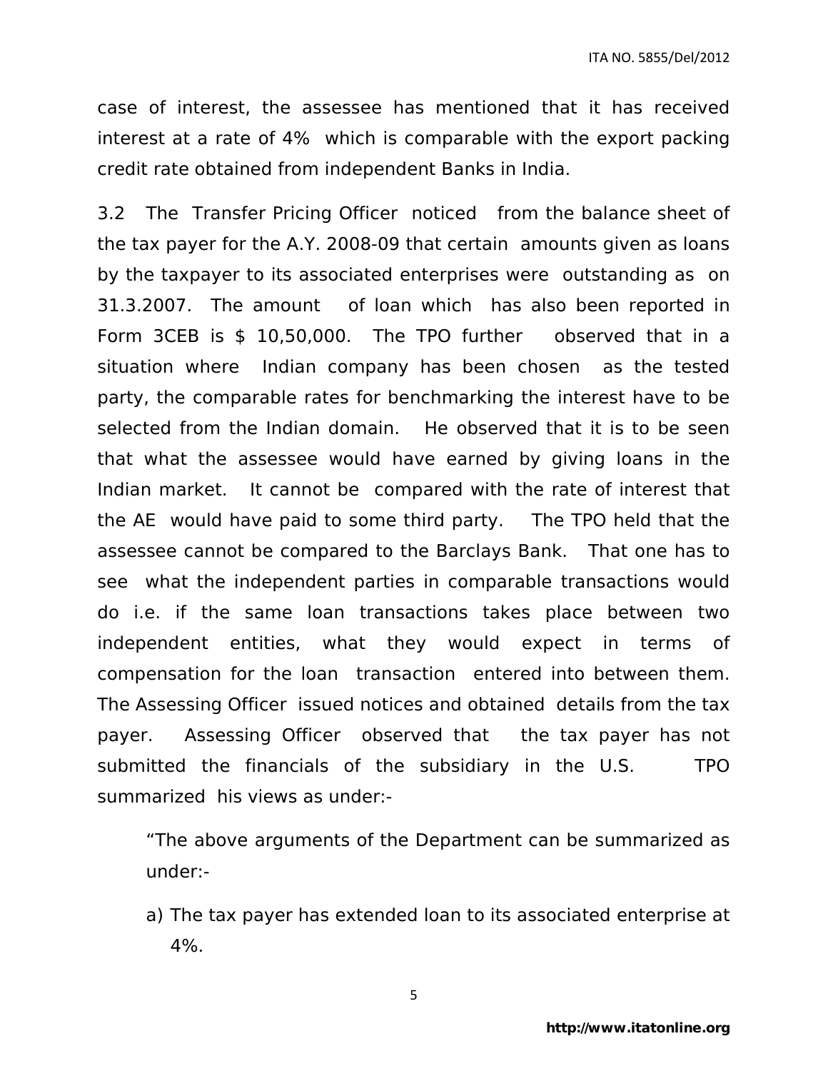case of interest, the assessee has mentioned that it has received interest at a rate of 4% which is comparable with the export packing credit rate obtained from independent Banks in India.

3.2 The Transfer Pricing Officer noticed from the balance sheet of the tax payer for the A.Y. 2008-09 that certain amounts given as loans by the taxpayer to its associated enterprises were outstanding as on 31.3.2007. The amount of loan which has also been reported in Form 3CEB is $ 10,50,000. The TPO further observed that in a situation where Indian company has been chosen as the tested party, the comparable rates for benchmarking the interest have to be selected from the Indian domain. He observed that it is to be seen that what the assessee would have earned by giving loans in the Indian market. It cannot be compared with the rate of interest that the AE would have paid to some third party. The TPO held that the assessee cannot be compared to the Barclays Bank. That one has to see what the independent parties in comparable transactions would do i.e. if the same loan transactions takes place between two independent entities, what they would expect in terms of compensation for the loan transaction entered into between them. The Assessing Officer issued notices and obtained details from the tax payer. Assessing Officer observed that the tax payer has not submitted the financials of the subsidiary in the U.S. TPO summarized his views as under:-

> "The above arguments of the Department can be summarized as under:-
>
> a) The tax payer has extended loan to its associated enterprise at 4%.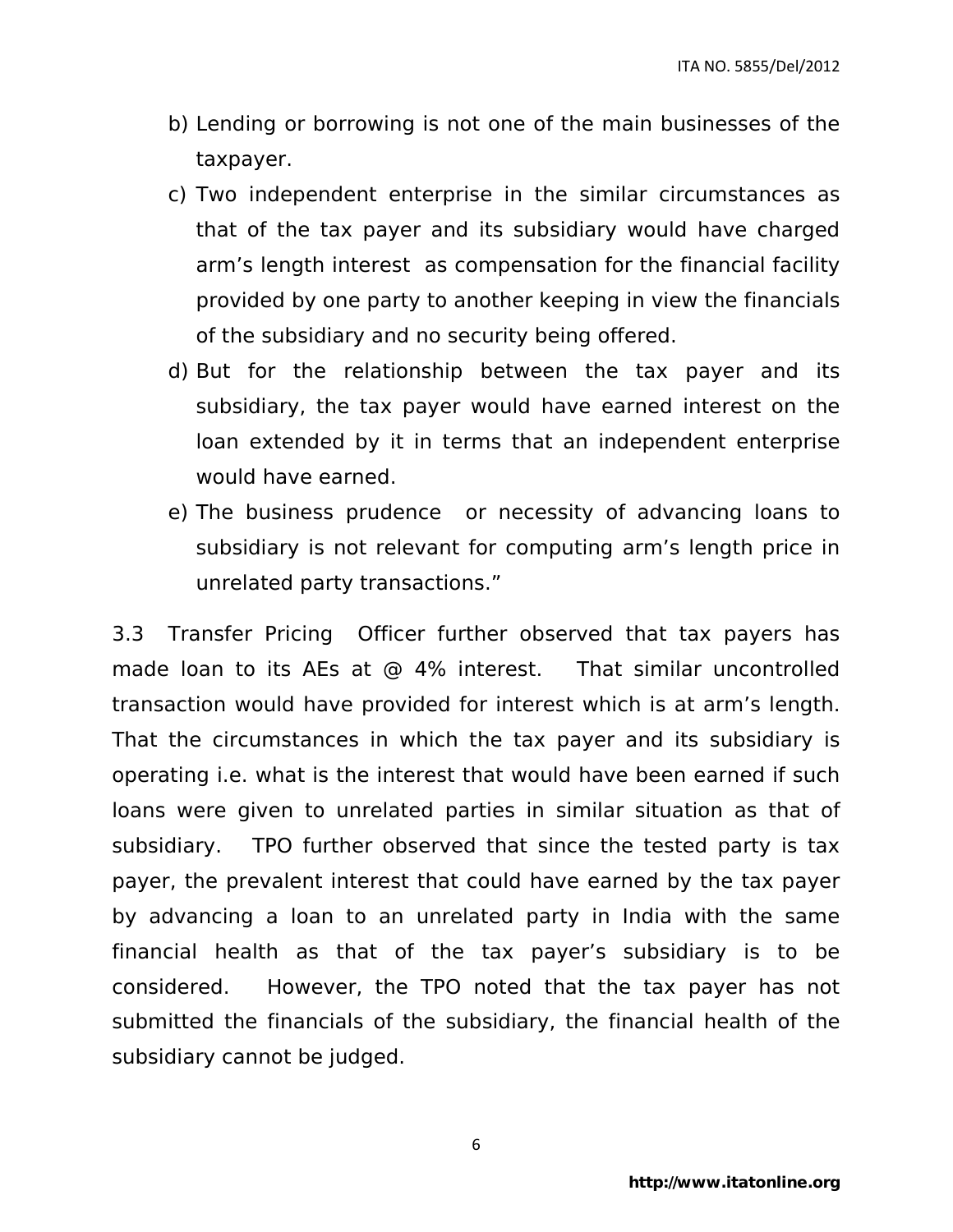b) Lending or borrowing is not one of the main businesses of the taxpayer.

c) Two independent enterprise in the similar circumstances as that of the tax payer and its subsidiary would have charged arm's length interest as compensation for the financial facility provided by one party to another keeping in view the financials of the subsidiary and no security being offered.

d) But for the relationship between the tax payer and its subsidiary, the tax payer would have earned interest on the loan extended by it in terms that an independent enterprise would have earned.

e) The business prudence or necessity of advancing loans to subsidiary is not relevant for computing arm's length price in unrelated party transactions."

3.3 Transfer Pricing Officer further observed that tax payers has made loan to its AEs at @ 4% interest. That similar uncontrolled transaction would have provided for interest which is at arm's length. That the circumstances in which the tax payer and its subsidiary is operating i.e. what is the interest that would have been earned if such loans were given to unrelated parties in similar situation as that of subsidiary. TPO further observed that since the tested party is tax payer, the prevalent interest that could have earned by the tax payer by advancing a loan to an unrelated party in India with the same financial health as that of the tax payer's subsidiary is to be considered. However, the TPO noted that the tax payer has not submitted the financials of the subsidiary, the financial health of the subsidiary cannot be judged.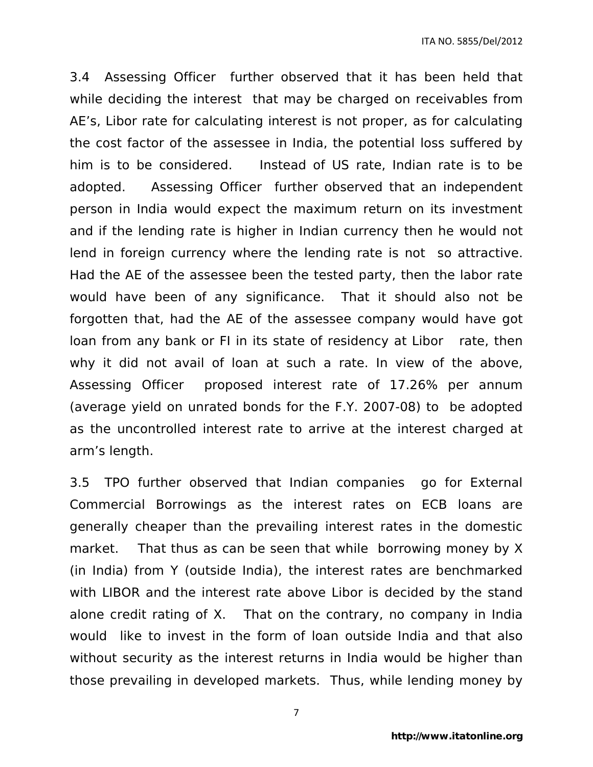3.4 Assessing Officer further observed that it has been held that while deciding the interest that may be charged on receivables from AE's, Libor rate for calculating interest is not proper, as for calculating the cost factor of the assessee in India, the potential loss suffered by him is to be considered. Instead of US rate, Indian rate is to be adopted. Assessing Officer further observed that an independent person in India would expect the maximum return on its investment and if the lending rate is higher in Indian currency then he would not lend in foreign currency where the lending rate is not so attractive. Had the AE of the assessee been the tested party, then the labor rate would have been of any significance. That it should also not be forgotten that, had the AE of the assessee company would have got loan from any bank or FI in its state of residency at Libor rate, then why it did not avail of loan at such a rate. In view of the above, Assessing Officer proposed interest rate of 17.26% per annum (average yield on unrated bonds for the F.Y. 2007-08) to be adopted as the uncontrolled interest rate to arrive at the interest charged at arm's length.

3.5 TPO further observed that Indian companies go for External Commercial Borrowings as the interest rates on ECB loans are generally cheaper than the prevailing interest rates in the domestic market. That thus as can be seen that while borrowing money by X (in India) from Y (outside India), the interest rates are benchmarked with LIBOR and the interest rate above Libor is decided by the stand alone credit rating of X. That on the contrary, no company in India would like to invest in the form of loan outside India and that also without security as the interest returns in India would be higher than those prevailing in developed markets. Thus, while lending money by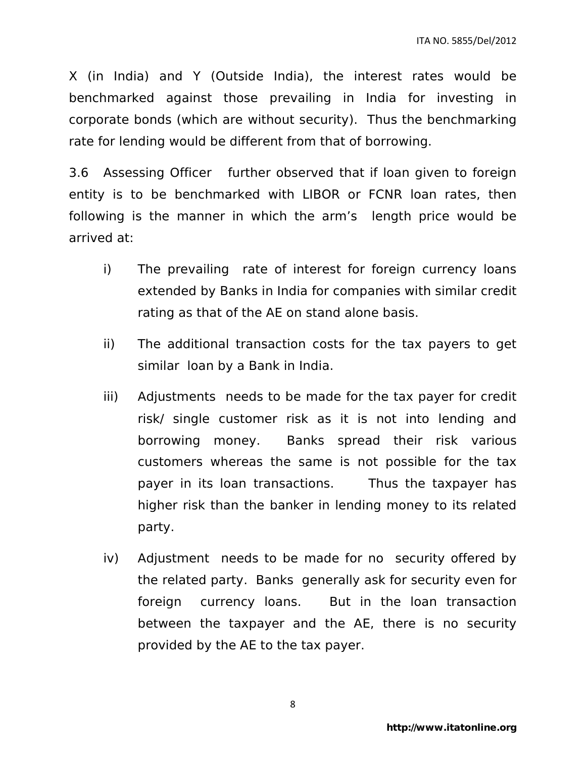X (in India) and Y (Outside India), the interest rates would be benchmarked against those prevailing in India for investing in corporate bonds (which are without security). Thus the benchmarking rate for lending would be different from that of borrowing.

3.6 Assessing Officer further observed that if loan given to foreign entity is to be benchmarked with LIBOR or FCNR loan rates, then following is the manner in which the arm's length price would be arrived at:

i) The prevailing rate of interest for foreign currency loans extended by Banks in India for companies with similar credit rating as that of the AE on stand alone basis.

ii) The additional transaction costs for the tax payers to get similar loan by a Bank in India.

iii) Adjustments needs to be made for the tax payer for credit risk/ single customer risk as it is not into lending and borrowing money. Banks spread their risk various customers whereas the same is not possible for the tax payer in its loan transactions. Thus the taxpayer has higher risk than the banker in lending money to its related party.

iv) Adjustment needs to be made for no security offered by the related party. Banks generally ask for security even for foreign currency loans. But in the loan transaction between the taxpayer and the AE, there is no security provided by the AE to the tax payer.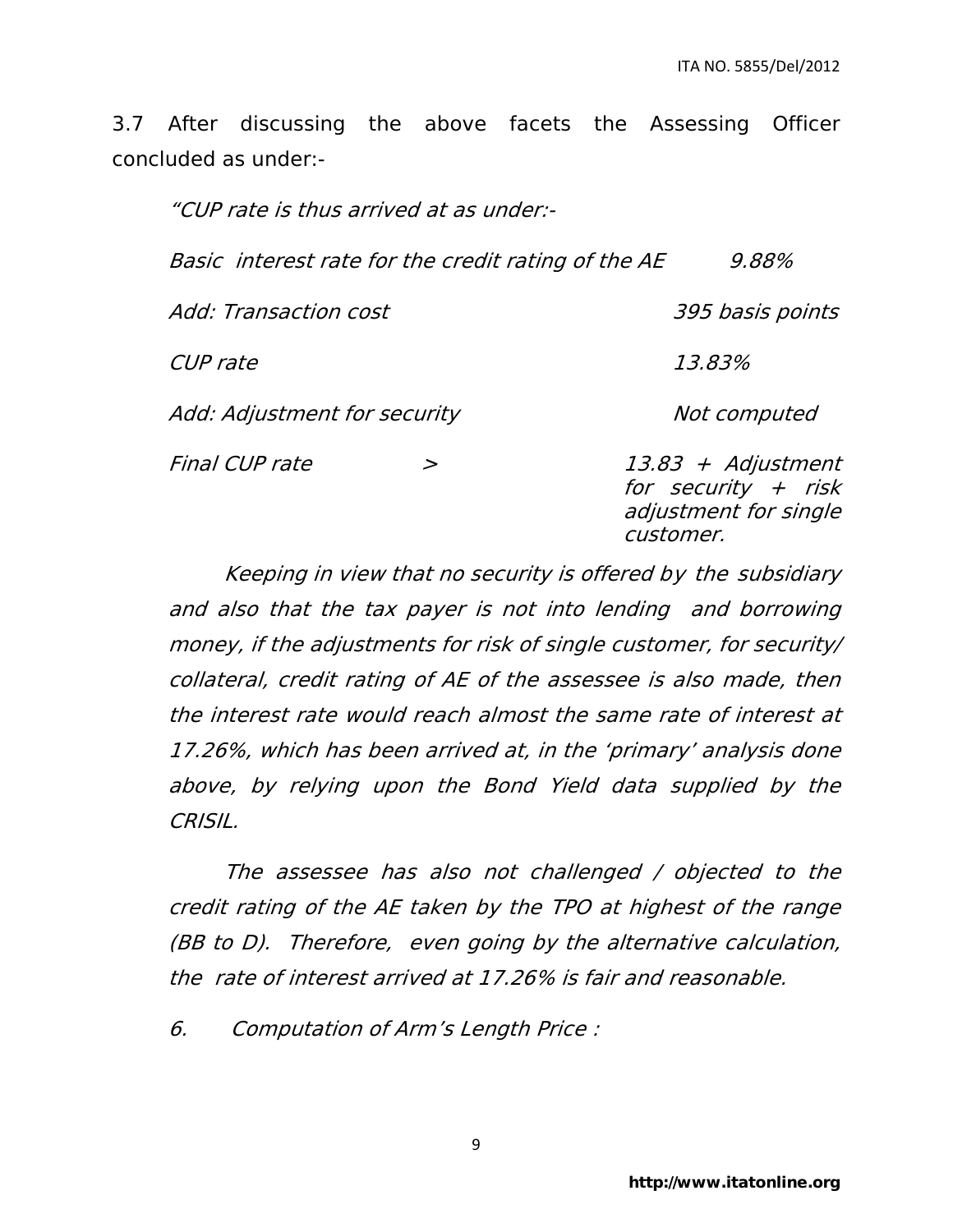3.7 After discussing the above facets the Assessing Officer concluded as under:-

*"CUP rate is thus arrived at as under:-*

| | | |
|---|---|---|
| *Basic interest rate for the credit rating of the AE* | | *9.88%* |
| *Add: Transaction cost* | | *395 basis points* |
| *CUP rate* | | *13.83%* |
| *Add: Adjustment for security* | | *Not computed* |
| *Final CUP rate* | *>* | *13.83 + Adjustment for security + risk adjustment for single customer.* |

*Keeping in view that no security is offered by the subsidiary and also that the tax payer is not into lending and borrowing money, if the adjustments for risk of single customer, for security/ collateral, credit rating of AE of the assessee is also made, then the interest rate would reach almost the same rate of interest at 17.26%, which has been arrived at, in the 'primary' analysis done above, by relying upon the Bond Yield data supplied by the CRISIL.*

*The assessee has also not challenged / objected to the credit rating of the AE taken by the TPO at highest of the range (BB to D). Therefore, even going by the alternative calculation, the rate of interest arrived at 17.26% is fair and reasonable.*

*6. Computation of Arm's Length Price :*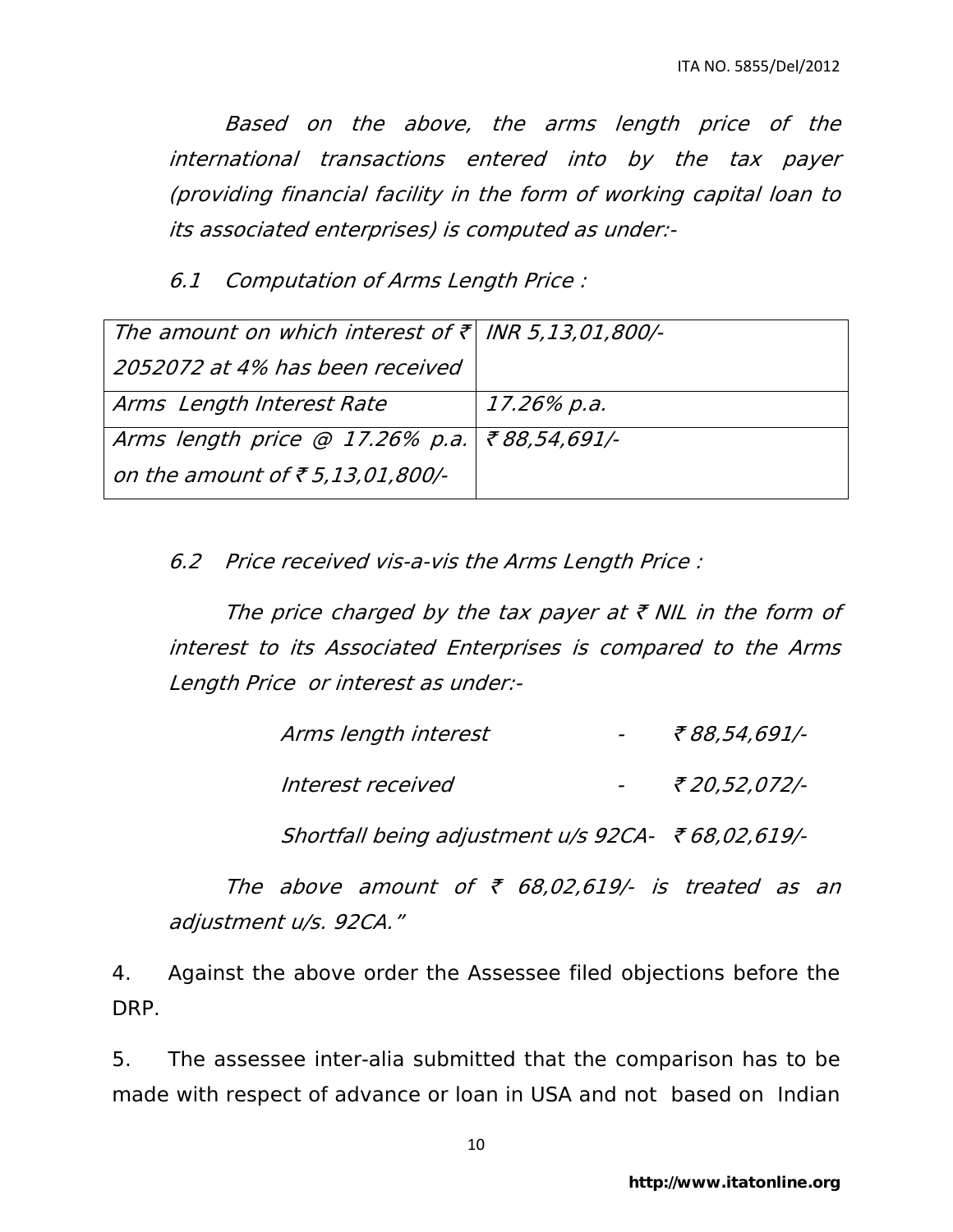*Based on the above, the arms length price of the international transactions entered into by the tax payer (providing financial facility in the form of working capital loan to its associated enterprises) is computed as under:-*

*6.1 Computation of Arms Length Price :*

| | |
|---|---|
| *The amount on which interest of ₹ 2052072 at 4% has been received* | *INR 5,13,01,800/-* |
| *Arms Length Interest Rate* | *17.26% p.a.* |
| *Arms length price @ 17.26% p.a. on the amount of ₹ 5,13,01,800/-* | *₹ 88,54,691/-* |

*6.2 Price received vis-a-vis the Arms Length Price :*

*The price charged by the tax payer at ₹ NIL in the form of interest to its Associated Enterprises is compared to the Arms Length Price or interest as under:-*

*Arms length interest - ₹ 88,54,691/-*

*Interest received - ₹ 20,52,072/-*

*Shortfall being adjustment u/s 92CA- ₹ 68,02,619/-*

*The above amount of ₹ 68,02,619/- is treated as an adjustment u/s. 92CA."*

4. Against the above order the Assessee filed objections before the DRP.

5. The assessee inter-alia submitted that the comparison has to be made with respect of advance or loan in USA and not based on Indian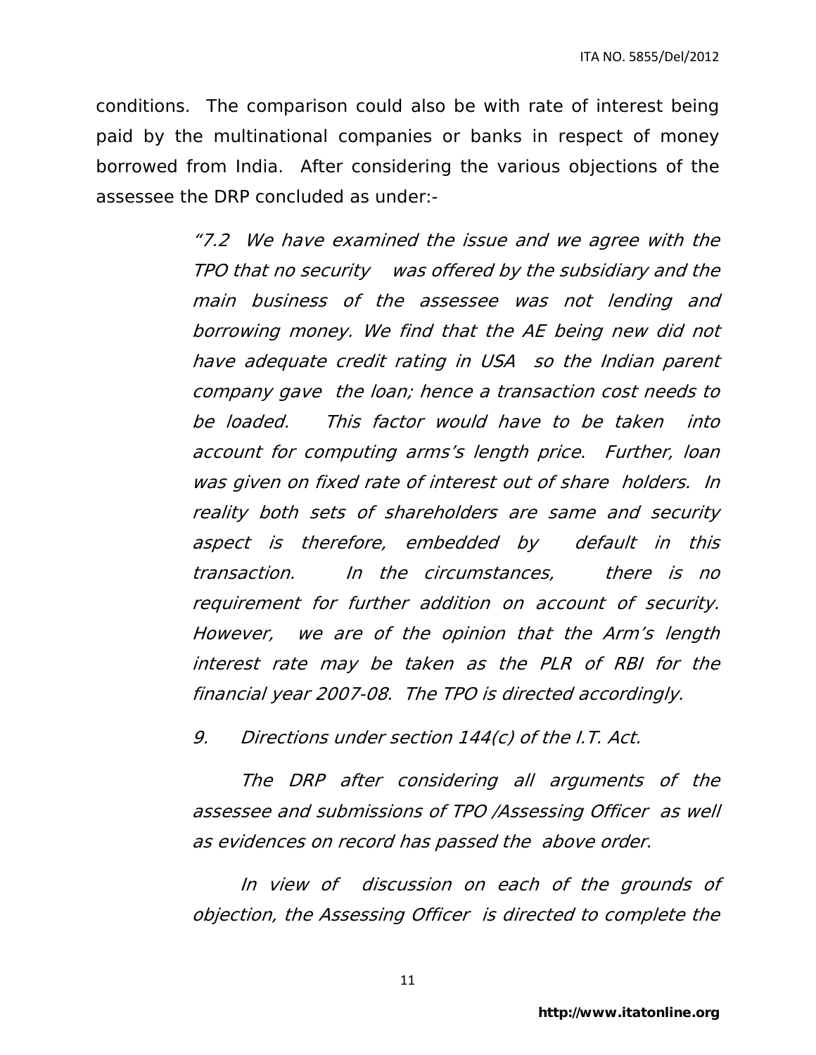conditions. The comparison could also be with rate of interest being paid by the multinational companies or banks in respect of money borrowed from India. After considering the various objections of the assessee the DRP concluded as under:-

> *"7.2 We have examined the issue and we agree with the TPO that no security was offered by the subsidiary and the main business of the assessee was not lending and borrowing money. We find that the AE being new did not have adequate credit rating in USA so the Indian parent company gave the loan; hence a transaction cost needs to be loaded. This factor would have to be taken into account for computing arms's length price. Further, loan was given on fixed rate of interest out of share holders. In reality both sets of shareholders are same and security aspect is therefore, embedded by default in this transaction. In the circumstances, there is no requirement for further addition on account of security. However, we are of the opinion that the Arm's length interest rate may be taken as the PLR of RBI for the financial year 2007-08. The TPO is directed accordingly.*
>
> *9. Directions under section 144(c) of the I.T. Act.*
>
> *The DRP after considering all arguments of the assessee and submissions of TPO /Assessing Officer as well as evidences on record has passed the above order.*
>
> *In view of discussion on each of the grounds of objection, the Assessing Officer is directed to complete the*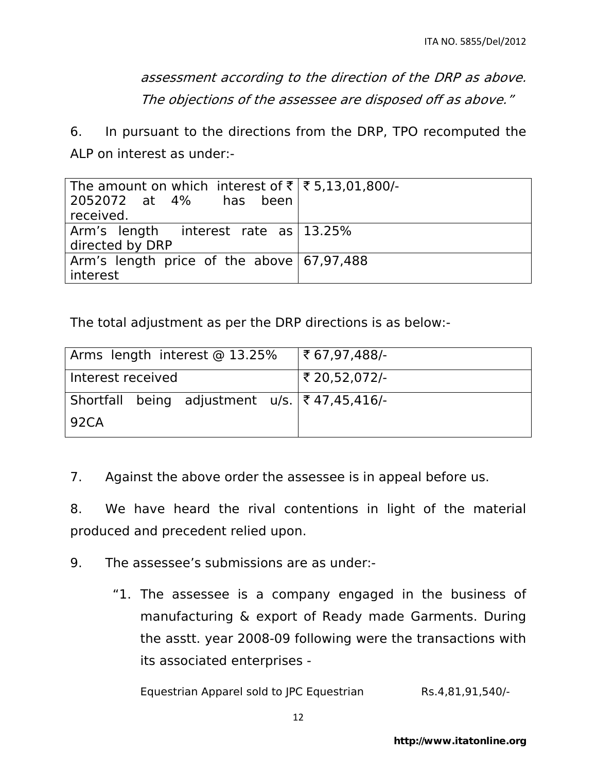*assessment according to the direction of the DRP as above. The objections of the assessee are disposed off as above."*

6. In pursuant to the directions from the DRP, TPO recomputed the ALP on interest as under:-

| | |
|---|---|
| The amount on which interest of ₹ 2052072 at 4% has been received. | ₹ 5,13,01,800/- |
| Arm's length interest rate as directed by DRP | 13.25% |
| Arm's length price of the above interest | 67,97,488 |

The total adjustment as per the DRP directions is as below:-

| | |
|---|---|
| Arms length interest @ 13.25% | ₹ 67,97,488/- |
| Interest received | ₹ 20,52,072/- |
| Shortfall being adjustment u/s. 92CA | ₹ 47,45,416/- |

7. Against the above order the assessee is in appeal before us.

8. We have heard the rival contentions in light of the material produced and precedent relied upon.

9. The assessee's submissions are as under:-

"1. The assessee is a company engaged in the business of manufacturing & export of Ready made Garments. During the asstt. year 2008-09 following were the transactions with its associated enterprises -

Equestrian Apparel sold to JPC Equestrian Rs.4,81,91,540/-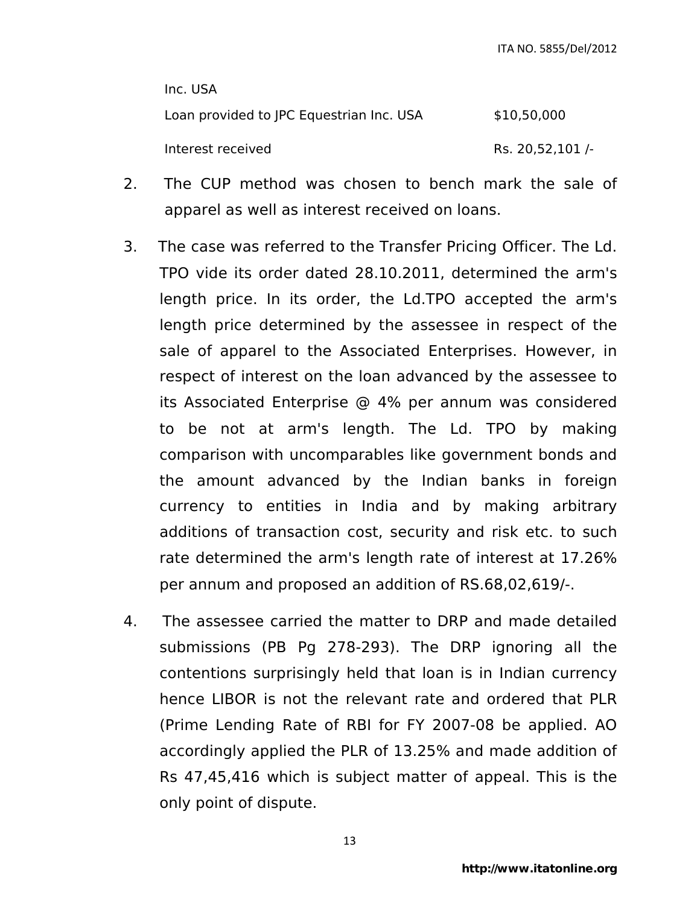Inc. USA

| | |
|---|---|
| Loan provided to JPC Equestrian Inc. USA | $10,50,000 |
| Interest received | Rs. 20,52,101 /- |

2. The CUP method was chosen to bench mark the sale of apparel as well as interest received on loans.

3. The case was referred to the Transfer Pricing Officer. The Ld. TPO vide its order dated 28.10.2011, determined the arm's length price. In its order, the Ld.TPO accepted the arm's length price determined by the assessee in respect of the sale of apparel to the Associated Enterprises. However, in respect of interest on the loan advanced by the assessee to its Associated Enterprise @ 4% per annum was considered to be not at arm's length. The Ld. TPO by making comparison with uncomparables like government bonds and the amount advanced by the Indian banks in foreign currency to entities in India and by making arbitrary additions of transaction cost, security and risk etc. to such rate determined the arm's length rate of interest at 17.26% per annum and proposed an addition of RS.68,02,619/-.

4. The assessee carried the matter to DRP and made detailed submissions (PB Pg 278-293). The DRP ignoring all the contentions surprisingly held that loan is in Indian currency hence LIBOR is not the relevant rate and ordered that PLR (Prime Lending Rate of RBI for FY 2007-08 be applied. AO accordingly applied the PLR of 13.25% and made addition of Rs 47,45,416 which is subject matter of appeal. This is the only point of dispute.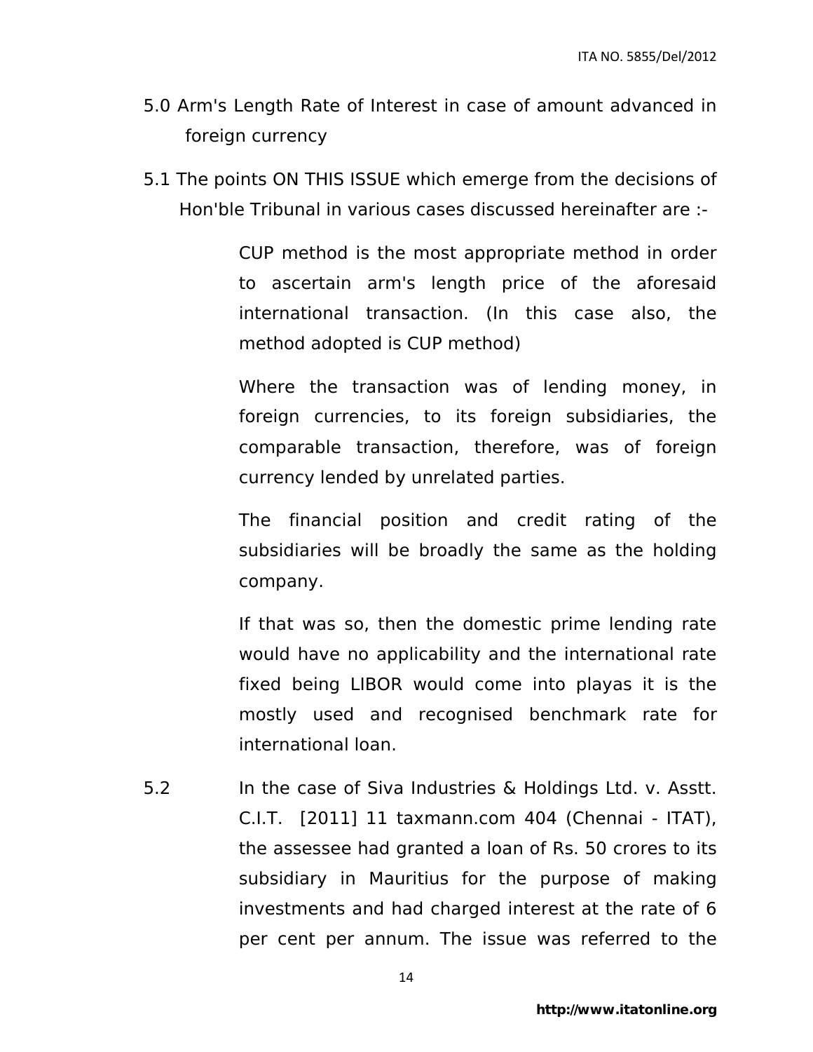5.0 Arm's Length Rate of Interest in case of amount advanced in foreign currency

5.1 The points ON THIS ISSUE which emerge from the decisions of Hon'ble Tribunal in various cases discussed hereinafter are :-

> CUP method is the most appropriate method in order to ascertain arm's length price of the aforesaid international transaction. (In this case also, the method adopted is CUP method)
>
> Where the transaction was of lending money, in foreign currencies, to its foreign subsidiaries, the comparable transaction, therefore, was of foreign currency lended by unrelated parties.
>
> The financial position and credit rating of the subsidiaries will be broadly the same as the holding company.
>
> If that was so, then the domestic prime lending rate would have no applicability and the international rate fixed being LIBOR would come into playas it is the mostly used and recognised benchmark rate for international loan.

5.2 In the case of Siva Industries & Holdings Ltd. v. Asstt. C.I.T. [2011] 11 taxmann.com 404 (Chennai - ITAT), the assessee had granted a loan of Rs. 50 crores to its subsidiary in Mauritius for the purpose of making investments and had charged interest at the rate of 6 per cent per annum. The issue was referred to the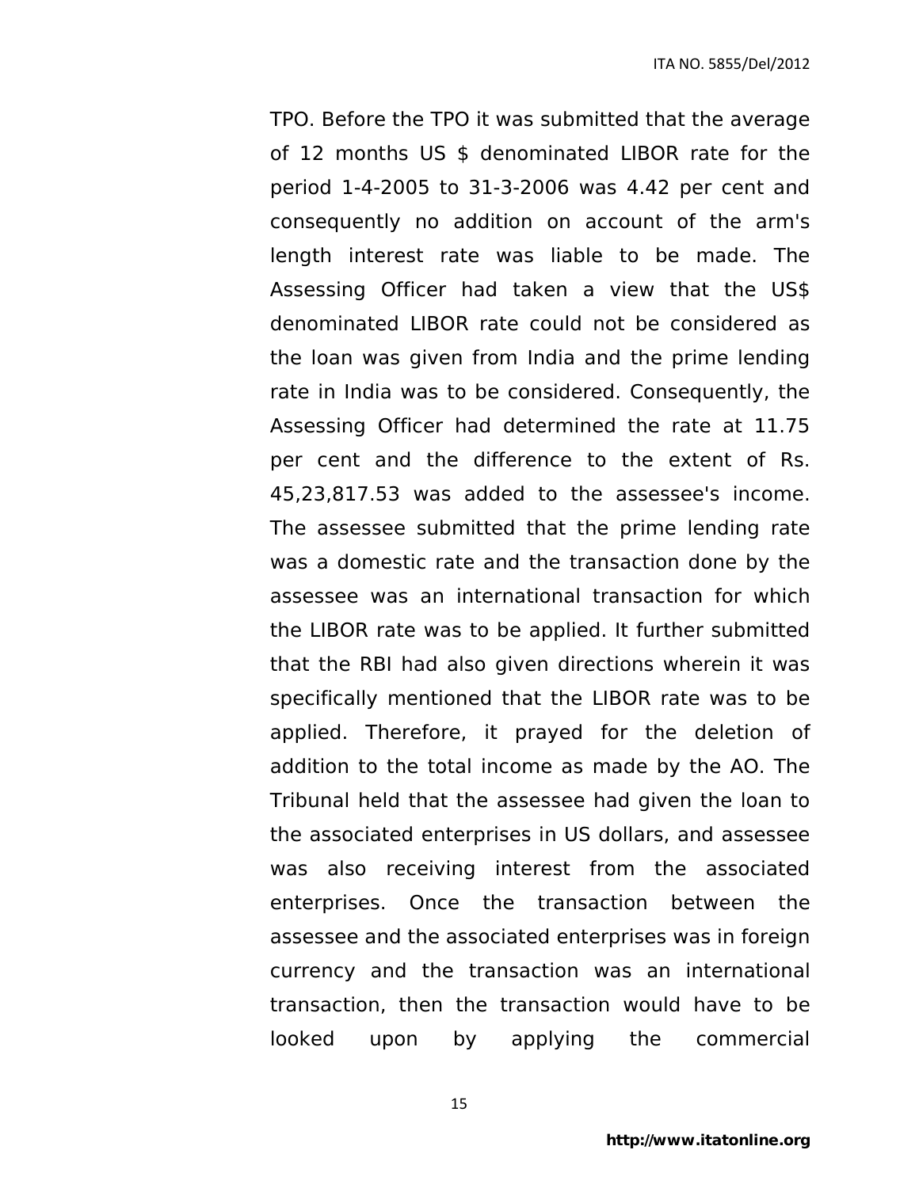TPO. Before the TPO it was submitted that the average of 12 months US $ denominated LIBOR rate for the period 1-4-2005 to 31-3-2006 was 4.42 per cent and consequently no addition on account of the arm's length interest rate was liable to be made. The Assessing Officer had taken a view that the US$ denominated LIBOR rate could not be considered as the loan was given from India and the prime lending rate in India was to be considered. Consequently, the Assessing Officer had determined the rate at 11.75 per cent and the difference to the extent of Rs. 45,23,817.53 was added to the assessee's income. The assessee submitted that the prime lending rate was a domestic rate and the transaction done by the assessee was an international transaction for which the LIBOR rate was to be applied. It further submitted that the RBI had also given directions wherein it was specifically mentioned that the LIBOR rate was to be applied. Therefore, it prayed for the deletion of addition to the total income as made by the AO. The Tribunal held that the assessee had given the loan to the associated enterprises in US dollars, and assessee was also receiving interest from the associated enterprises. Once the transaction between the assessee and the associated enterprises was in foreign currency and the transaction was an international transaction, then the transaction would have to be looked upon by applying the commercial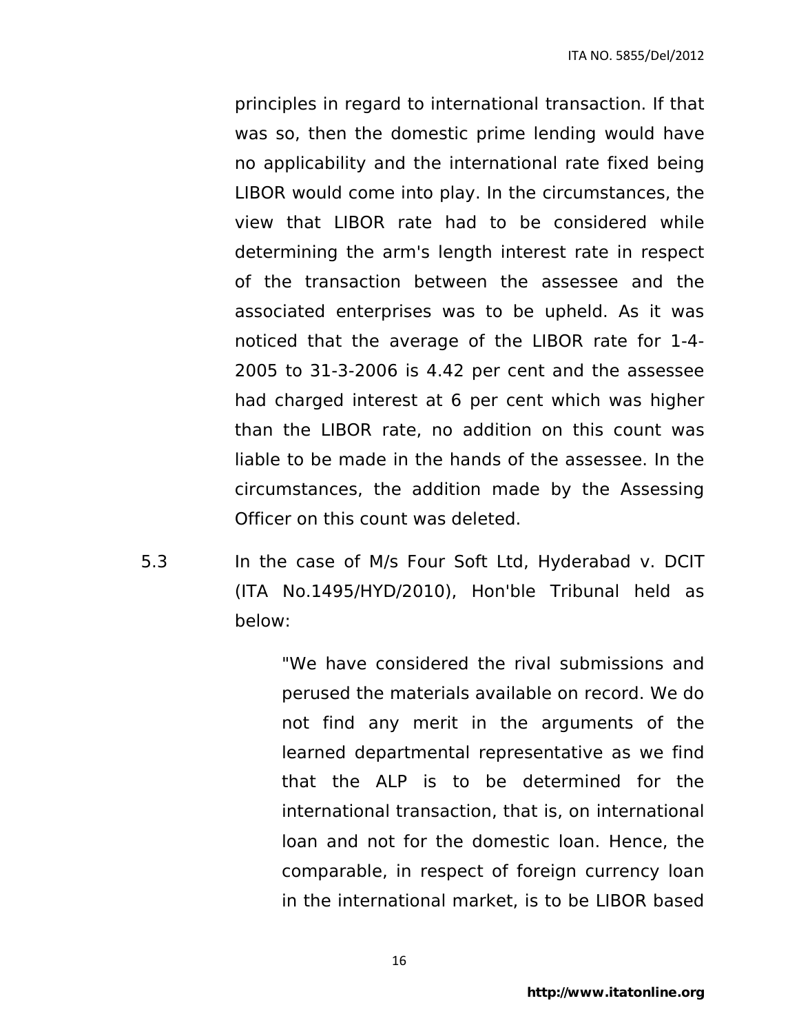principles in regard to international transaction. If that was so, then the domestic prime lending would have no applicability and the international rate fixed being LIBOR would come into play. In the circumstances, the view that LIBOR rate had to be considered while determining the arm's length interest rate in respect of the transaction between the assessee and the associated enterprises was to be upheld. As it was noticed that the average of the LIBOR rate for 1-4-2005 to 31-3-2006 is 4.42 per cent and the assessee had charged interest at 6 per cent which was higher than the LIBOR rate, no addition on this count was liable to be made in the hands of the assessee. In the circumstances, the addition made by the Assessing Officer on this count was deleted.

5.3 In the case of M/s Four Soft Ltd, Hyderabad v. DCIT (ITA No.1495/HYD/2010), Hon'ble Tribunal held as below:

> "We have considered the rival submissions and perused the materials available on record. We do not find any merit in the arguments of the learned departmental representative as we find that the ALP is to be determined for the international transaction, that is, on international loan and not for the domestic loan. Hence, the comparable, in respect of foreign currency loan in the international market, is to be LIBOR based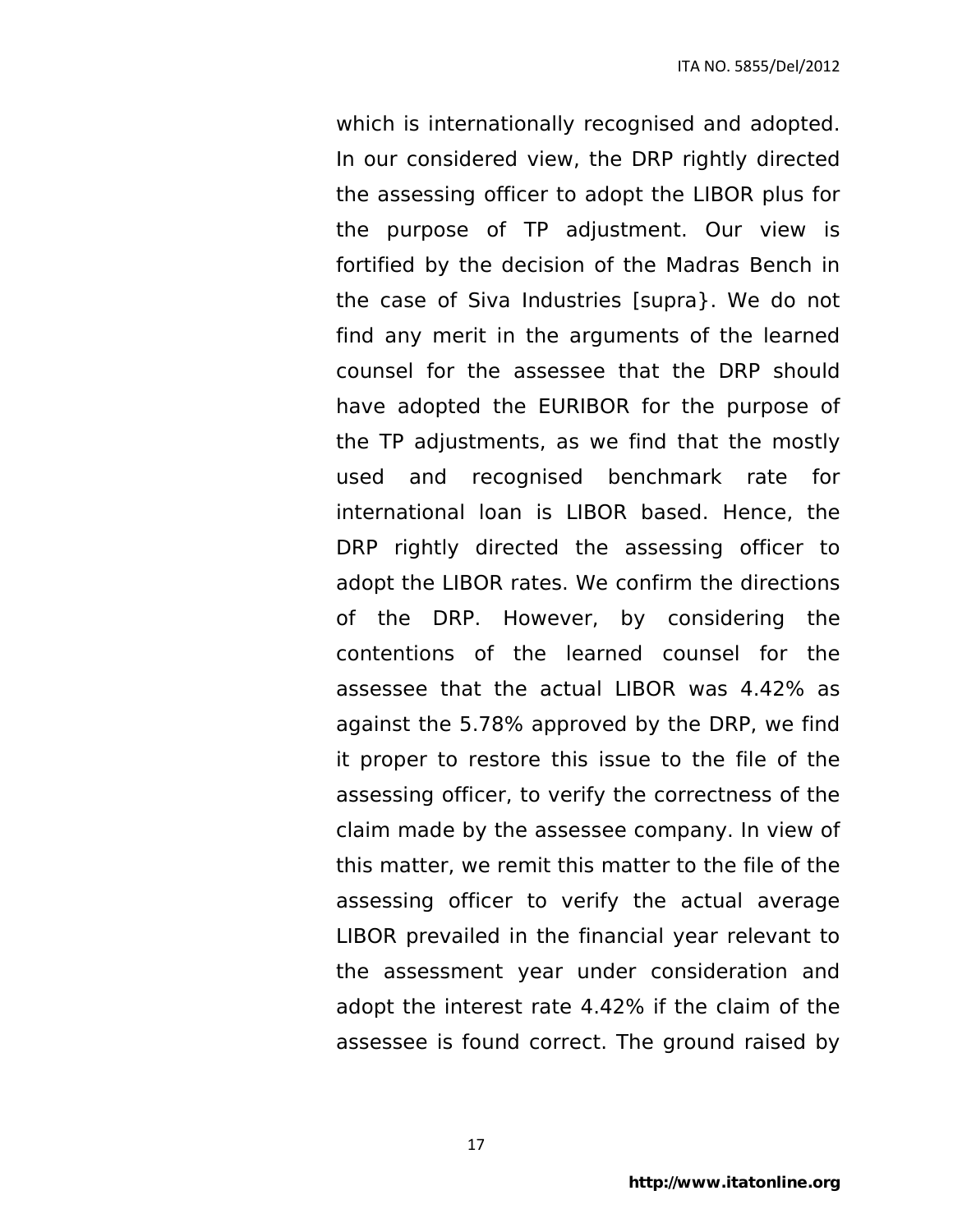which is internationally recognised and adopted. In our considered view, the DRP rightly directed the assessing officer to adopt the LIBOR plus for the purpose of TP adjustment. Our view is fortified by the decision of the Madras Bench in the case of Siva Industries [supra}. We do not find any merit in the arguments of the learned counsel for the assessee that the DRP should have adopted the EURIBOR for the purpose of the TP adjustments, as we find that the mostly used and recognised benchmark rate for international loan is LIBOR based. Hence, the DRP rightly directed the assessing officer to adopt the LIBOR rates. We confirm the directions of the DRP. However, by considering the contentions of the learned counsel for the assessee that the actual LIBOR was 4.42% as against the 5.78% approved by the DRP, we find it proper to restore this issue to the file of the assessing officer, to verify the correctness of the claim made by the assessee company. In view of this matter, we remit this matter to the file of the assessing officer to verify the actual average LIBOR prevailed in the financial year relevant to the assessment year under consideration and adopt the interest rate 4.42% if the claim of the assessee is found correct. The ground raised by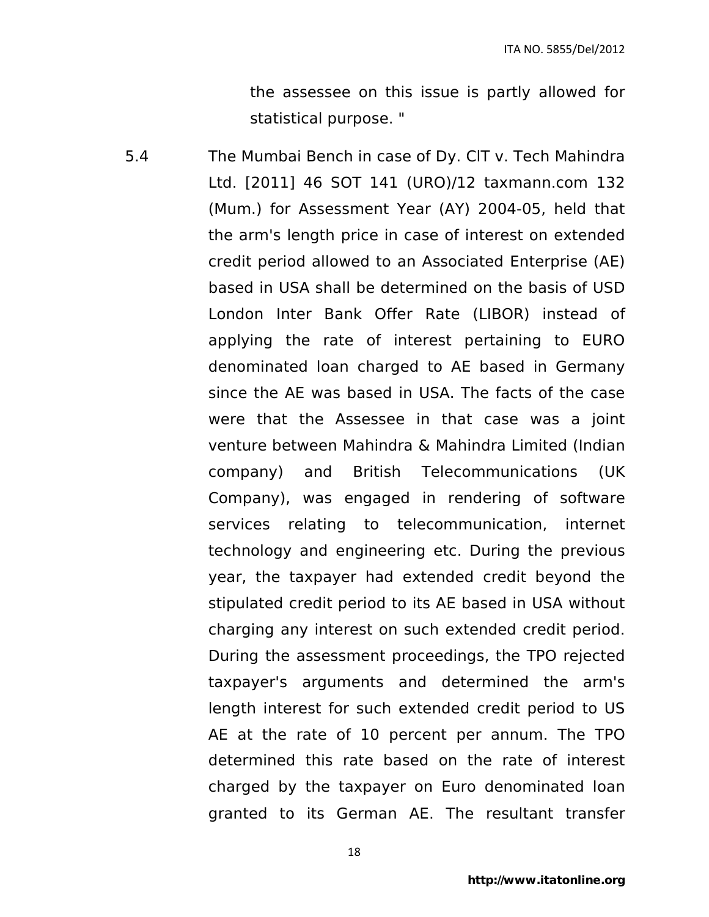the assessee on this issue is partly allowed for statistical purpose. "

5.4 The Mumbai Bench in case of Dy. CIT v. Tech Mahindra Ltd. [2011] 46 SOT 141 (URO)/12 taxmann.com 132 (Mum.) for Assessment Year (AY) 2004-05, held that the arm's length price in case of interest on extended credit period allowed to an Associated Enterprise (AE) based in USA shall be determined on the basis of USD London Inter Bank Offer Rate (LIBOR) instead of applying the rate of interest pertaining to EURO denominated loan charged to AE based in Germany since the AE was based in USA. The facts of the case were that the Assessee in that case was a joint venture between Mahindra & Mahindra Limited (Indian company) and British Telecommunications (UK Company), was engaged in rendering of software services relating to telecommunication, internet technology and engineering etc. During the previous year, the taxpayer had extended credit beyond the stipulated credit period to its AE based in USA without charging any interest on such extended credit period. During the assessment proceedings, the TPO rejected taxpayer's arguments and determined the arm's length interest for such extended credit period to US AE at the rate of 10 percent per annum. The TPO determined this rate based on the rate of interest charged by the taxpayer on Euro denominated loan granted to its German AE. The resultant transfer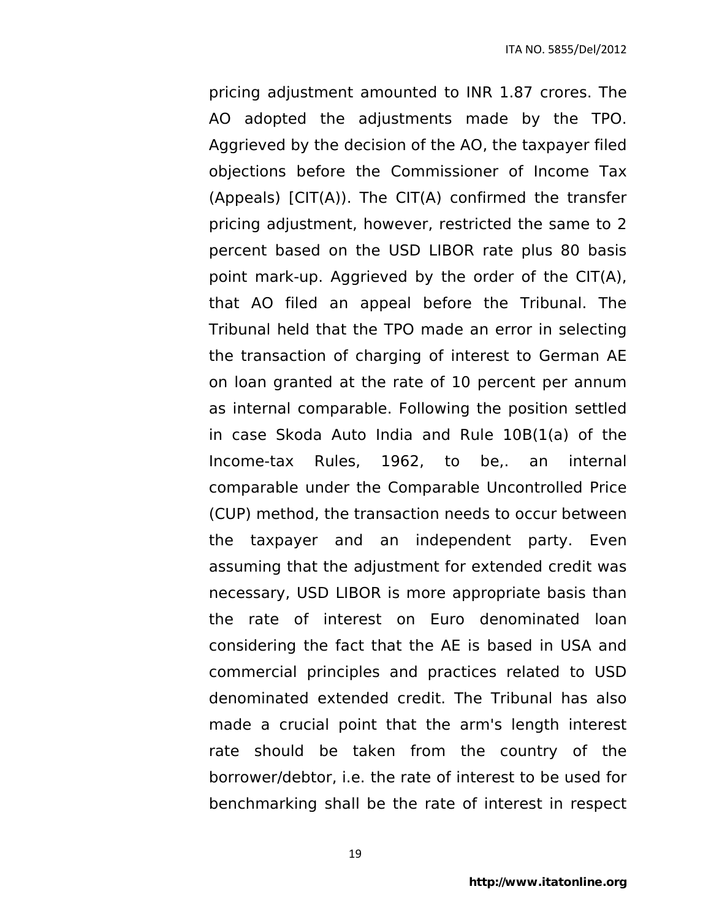pricing adjustment amounted to INR 1.87 crores. The AO adopted the adjustments made by the TPO. Aggrieved by the decision of the AO, the taxpayer filed objections before the Commissioner of Income Tax (Appeals) [CIT(A)). The CIT(A) confirmed the transfer pricing adjustment, however, restricted the same to 2 percent based on the USD LIBOR rate plus 80 basis point mark-up. Aggrieved by the order of the CIT(A), that AO filed an appeal before the Tribunal. The Tribunal held that the TPO made an error in selecting the transaction of charging of interest to German AE on loan granted at the rate of 10 percent per annum as internal comparable. Following the position settled in case Skoda Auto India and Rule 10B(1(a) of the Income-tax Rules, 1962, to be,. an internal comparable under the Comparable Uncontrolled Price (CUP) method, the transaction needs to occur between the taxpayer and an independent party. Even assuming that the adjustment for extended credit was necessary, USD LIBOR is more appropriate basis than the rate of interest on Euro denominated loan considering the fact that the AE is based in USA and commercial principles and practices related to USD denominated extended credit. The Tribunal has also made a crucial point that the arm's length interest rate should be taken from the country of the borrower/debtor, i.e. the rate of interest to be used for benchmarking shall be the rate of interest in respect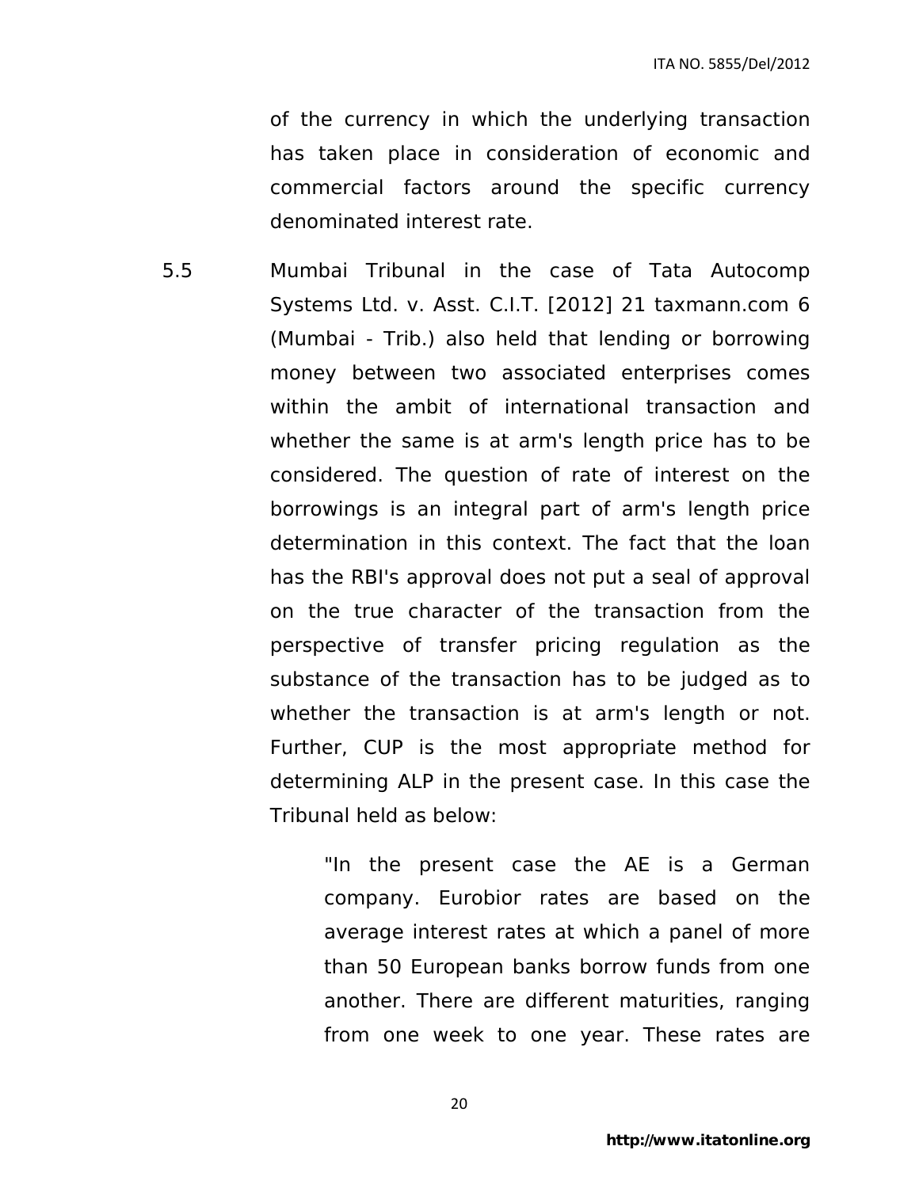of the currency in which the underlying transaction has taken place in consideration of economic and commercial factors around the specific currency denominated interest rate.

5.5 Mumbai Tribunal in the case of Tata Autocomp Systems Ltd. v. Asst. C.I.T. [2012] 21 taxmann.com 6 (Mumbai - Trib.) also held that lending or borrowing money between two associated enterprises comes within the ambit of international transaction and whether the same is at arm's length price has to be considered. The question of rate of interest on the borrowings is an integral part of arm's length price determination in this context. The fact that the loan has the RBI's approval does not put a seal of approval on the true character of the transaction from the perspective of transfer pricing regulation as the substance of the transaction has to be judged as to whether the transaction is at arm's length or not. Further, CUP is the most appropriate method for determining ALP in the present case. In this case the Tribunal held as below:

> "In the present case the AE is a German company. Eurobior rates are based on the average interest rates at which a panel of more than 50 European banks borrow funds from one another. There are different maturities, ranging from one week to one year. These rates are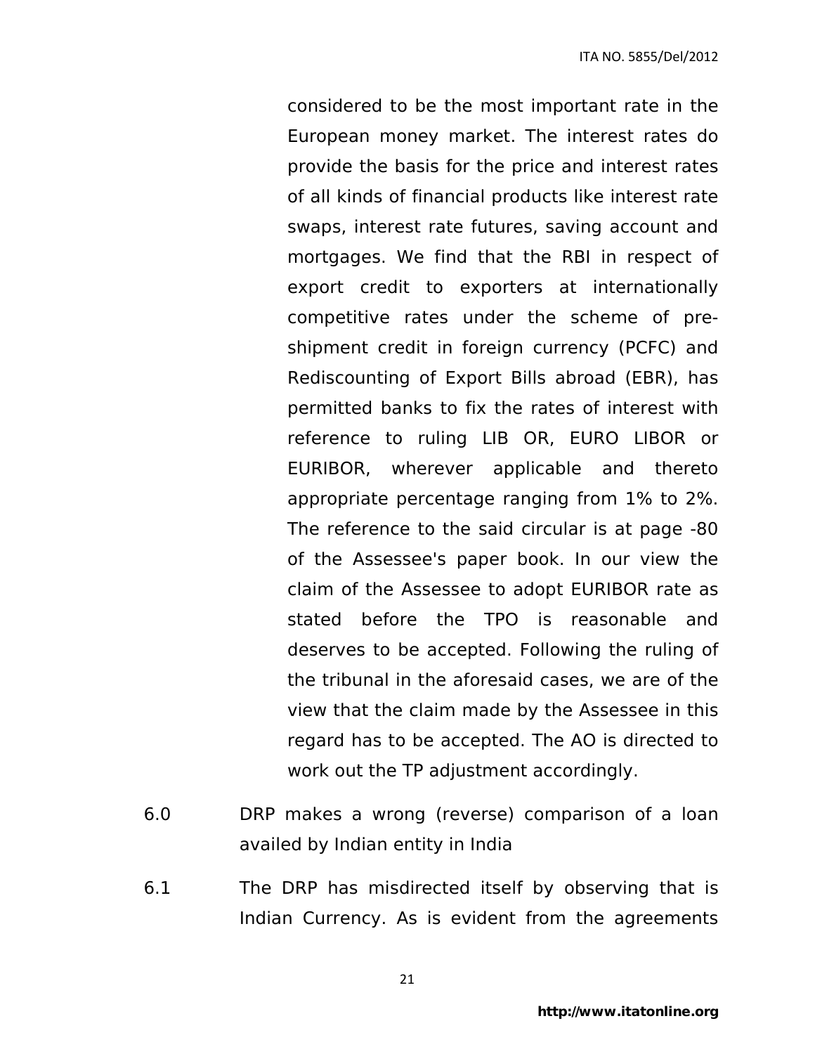considered to be the most important rate in the European money market. The interest rates do provide the basis for the price and interest rates of all kinds of financial products like interest rate swaps, interest rate futures, saving account and mortgages. We find that the RBI in respect of export credit to exporters at internationally competitive rates under the scheme of pre-shipment credit in foreign currency (PCFC) and Rediscounting of Export Bills abroad (EBR), has permitted banks to fix the rates of interest with reference to ruling LIB OR, EURO LIBOR or EURIBOR, wherever applicable and thereto appropriate percentage ranging from 1% to 2%. The reference to the said circular is at page -80 of the Assessee's paper book. In our view the claim of the Assessee to adopt EURIBOR rate as stated before the TPO is reasonable and deserves to be accepted. Following the ruling of the tribunal in the aforesaid cases, we are of the view that the claim made by the Assessee in this regard has to be accepted. The AO is directed to work out the TP adjustment accordingly.

6.0 DRP makes a wrong (reverse) comparison of a loan availed by Indian entity in India

6.1 The DRP has misdirected itself by observing that is Indian Currency. As is evident from the agreements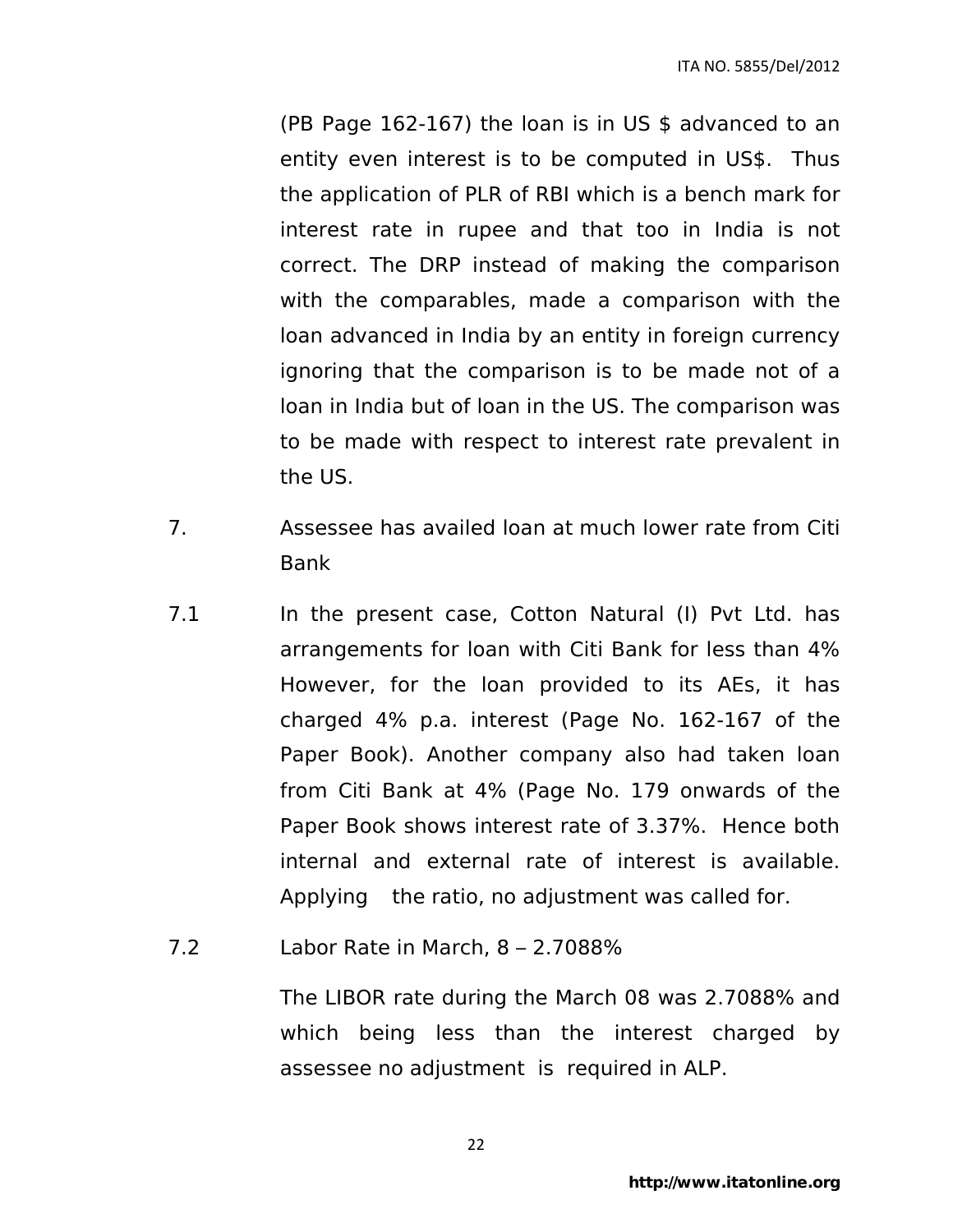(PB Page 162-167) the loan is in US $ advanced to an entity even interest is to be computed in US$. Thus the application of PLR of RBI which is a bench mark for interest rate in rupee and that too in India is not correct. The DRP instead of making the comparison with the comparables, made a comparison with the loan advanced in India by an entity in foreign currency ignoring that the comparison is to be made not of a loan in India but of loan in the US. The comparison was to be made with respect to interest rate prevalent in the US.

7. Assessee has availed loan at much lower rate from Citi Bank

7.1 In the present case, Cotton Natural (I) Pvt Ltd. has arrangements for loan with Citi Bank for less than 4% However, for the loan provided to its AEs, it has charged 4% p.a. interest (Page No. 162-167 of the Paper Book). Another company also had taken loan from Citi Bank at 4% (Page No. 179 onwards of the Paper Book shows interest rate of 3.37%. Hence both internal and external rate of interest is available. Applying the ratio, no adjustment was called for.

7.2 Labor Rate in March, 8 – 2.7088%

The LIBOR rate during the March 08 was 2.7088% and which being less than the interest charged by assessee no adjustment is required in ALP.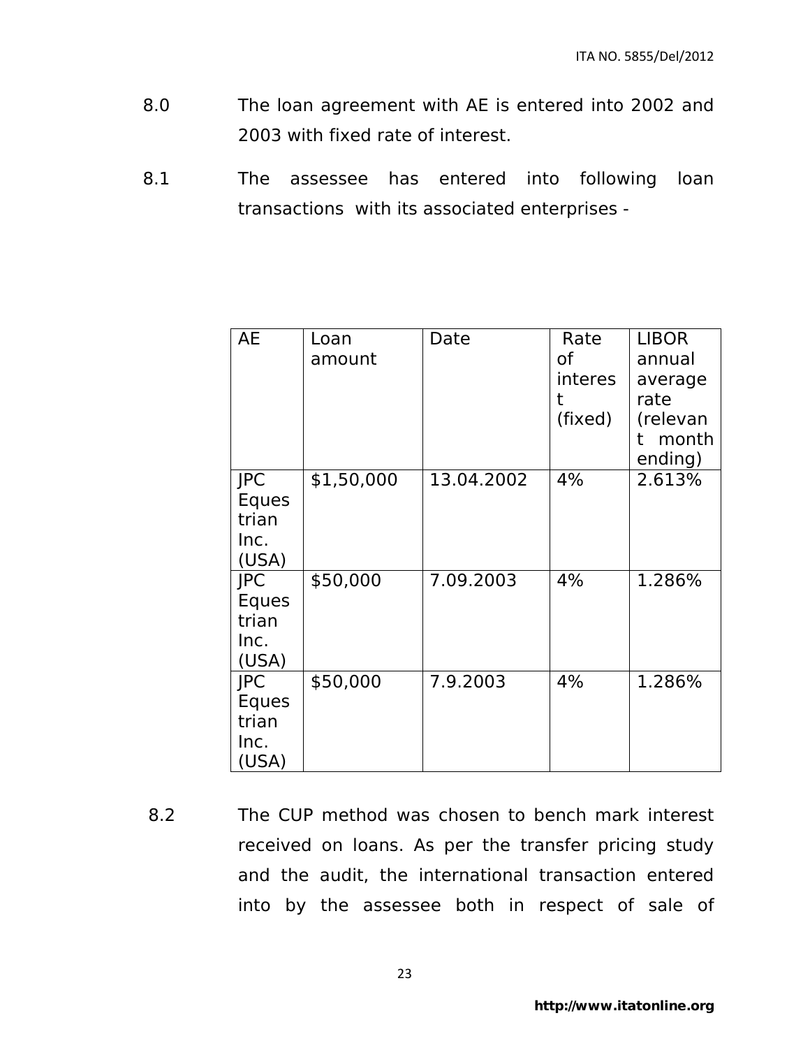8.0 The loan agreement with AE is entered into 2002 and 2003 with fixed rate of interest.

8.1 The assessee has entered into following loan transactions with its associated enterprises -

| AE | Loan amount | Date | Rate of interest (fixed) | LIBOR annual average rate (relevant month ending) |
|---|---|---|---|---|
| JPC Equestrian Inc. (USA) | $1,50,000 | 13.04.2002 | 4% | 2.613% |
| JPC Equestrian Inc. (USA) | $50,000 | 7.09.2003 | 4% | 1.286% |
| JPC Equestrian Inc. (USA) | $50,000 | 7.9.2003 | 4% | 1.286% |

8.2 The CUP method was chosen to bench mark interest received on loans. As per the transfer pricing study and the audit, the international transaction entered into by the assessee both in respect of sale of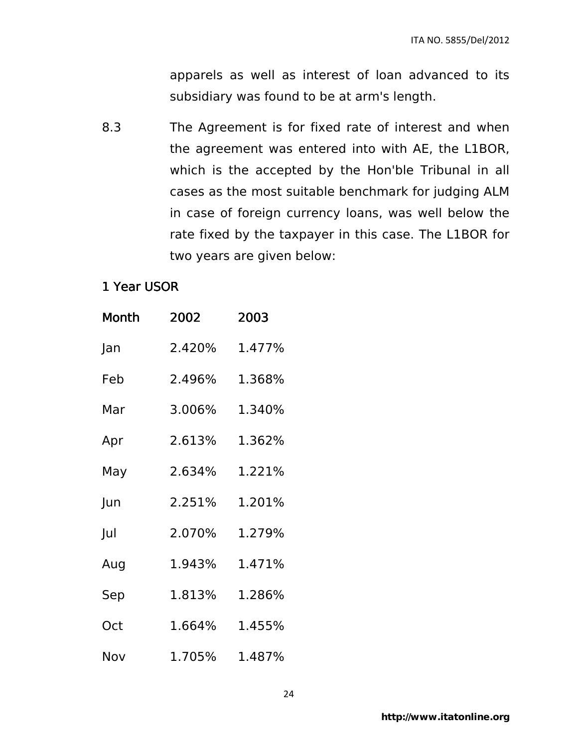apparels as well as interest of loan advanced to its subsidiary was found to be at arm's length.

8.3 The Agreement is for fixed rate of interest and when the agreement was entered into with AE, the L1BOR, which is the accepted by the Hon'ble Tribunal in all cases as the most suitable benchmark for judging ALM in case of foreign currency loans, was well below the rate fixed by the taxpayer in this case. The L1BOR for two years are given below:

1 Year USOR

| Month | 2002 | 2003 |
|---|---|---|
| Jan | 2.420% | 1.477% |
| Feb | 2.496% | 1.368% |
| Mar | 3.006% | 1.340% |
| Apr | 2.613% | 1.362% |
| May | 2.634% | 1.221% |
| Jun | 2.251% | 1.201% |
| Jul | 2.070% | 1.279% |
| Aug | 1.943% | 1.471% |
| Sep | 1.813% | 1.286% |
| Oct | 1.664% | 1.455% |
| Nov | 1.705% | 1.487% |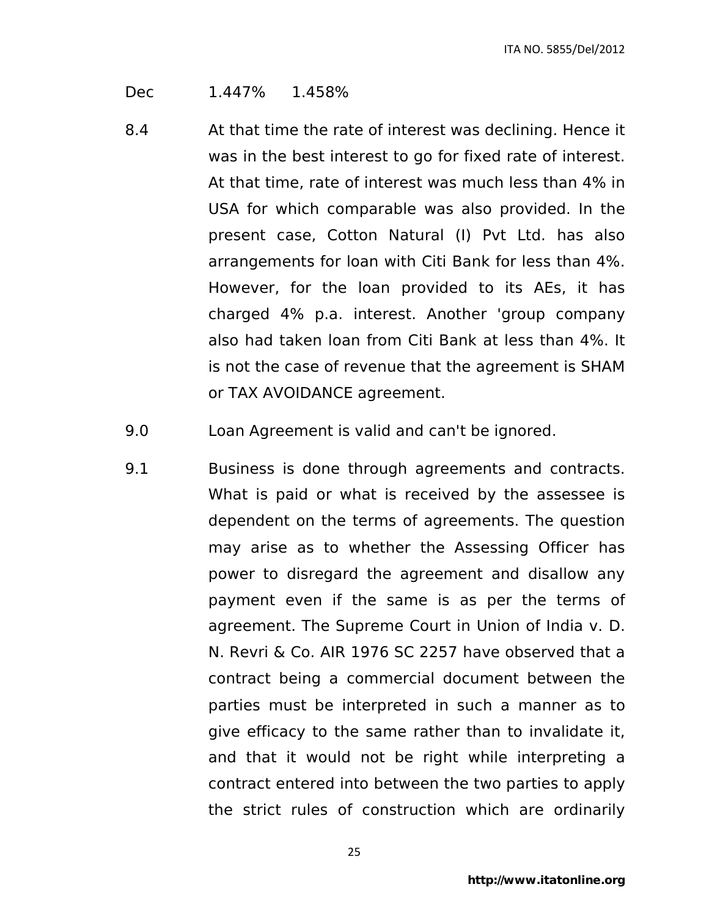| Dec | 1.447% | 1.458% |
|---|---|---|

8.4 At that time the rate of interest was declining. Hence it was in the best interest to go for fixed rate of interest. At that time, rate of interest was much less than 4% in USA for which comparable was also provided. In the present case, Cotton Natural (I) Pvt Ltd. has also arrangements for loan with Citi Bank for less than 4%. However, for the loan provided to its AEs, it has charged 4% p.a. interest. Another 'group company also had taken loan from Citi Bank at less than 4%. It is not the case of revenue that the agreement is SHAM or TAX AVOIDANCE agreement.

9.0 Loan Agreement is valid and can't be ignored.

9.1 Business is done through agreements and contracts. What is paid or what is received by the assessee is dependent on the terms of agreements. The question may arise as to whether the Assessing Officer has power to disregard the agreement and disallow any payment even if the same is as per the terms of agreement. The Supreme Court in Union of India v. D. N. Revri & Co. AIR 1976 SC 2257 have observed that a contract being a commercial document between the parties must be interpreted in such a manner as to give efficacy to the same rather than to invalidate it, and that it would not be right while interpreting a contract entered into between the two parties to apply the strict rules of construction which are ordinarily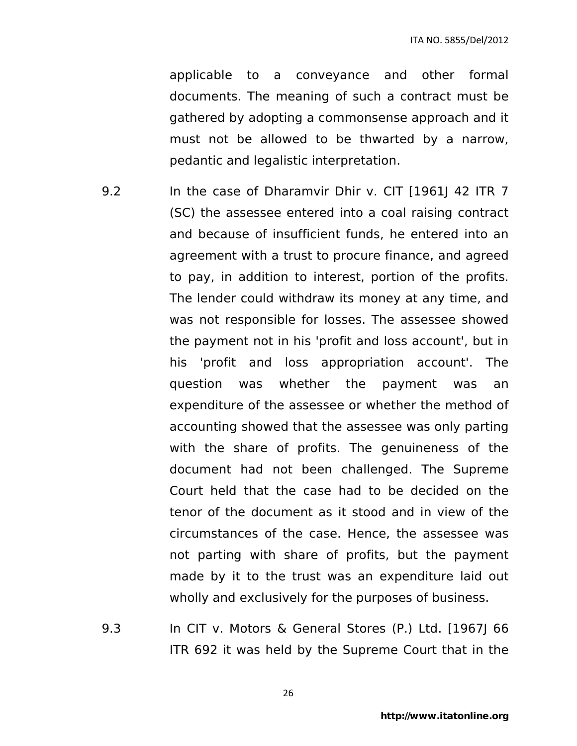applicable to a conveyance and other formal documents. The meaning of such a contract must be gathered by adopting a commonsense approach and it must not be allowed to be thwarted by a narrow, pedantic and legalistic interpretation.

9.2 In the case of Dharamvir Dhir v. CIT [1961J 42 ITR 7 (SC) the assessee entered into a coal raising contract and because of insufficient funds, he entered into an agreement with a trust to procure finance, and agreed to pay, in addition to interest, portion of the profits. The lender could withdraw its money at any time, and was not responsible for losses. The assessee showed the payment not in his 'profit and loss account', but in his 'profit and loss appropriation account'. The question was whether the payment was an expenditure of the assessee or whether the method of accounting showed that the assessee was only parting with the share of profits. The genuineness of the document had not been challenged. The Supreme Court held that the case had to be decided on the tenor of the document as it stood and in view of the circumstances of the case. Hence, the assessee was not parting with share of profits, but the payment made by it to the trust was an expenditure laid out wholly and exclusively for the purposes of business.

9.3 In CIT v. Motors & General Stores (P.) Ltd. [1967J 66 ITR 692 it was held by the Supreme Court that in the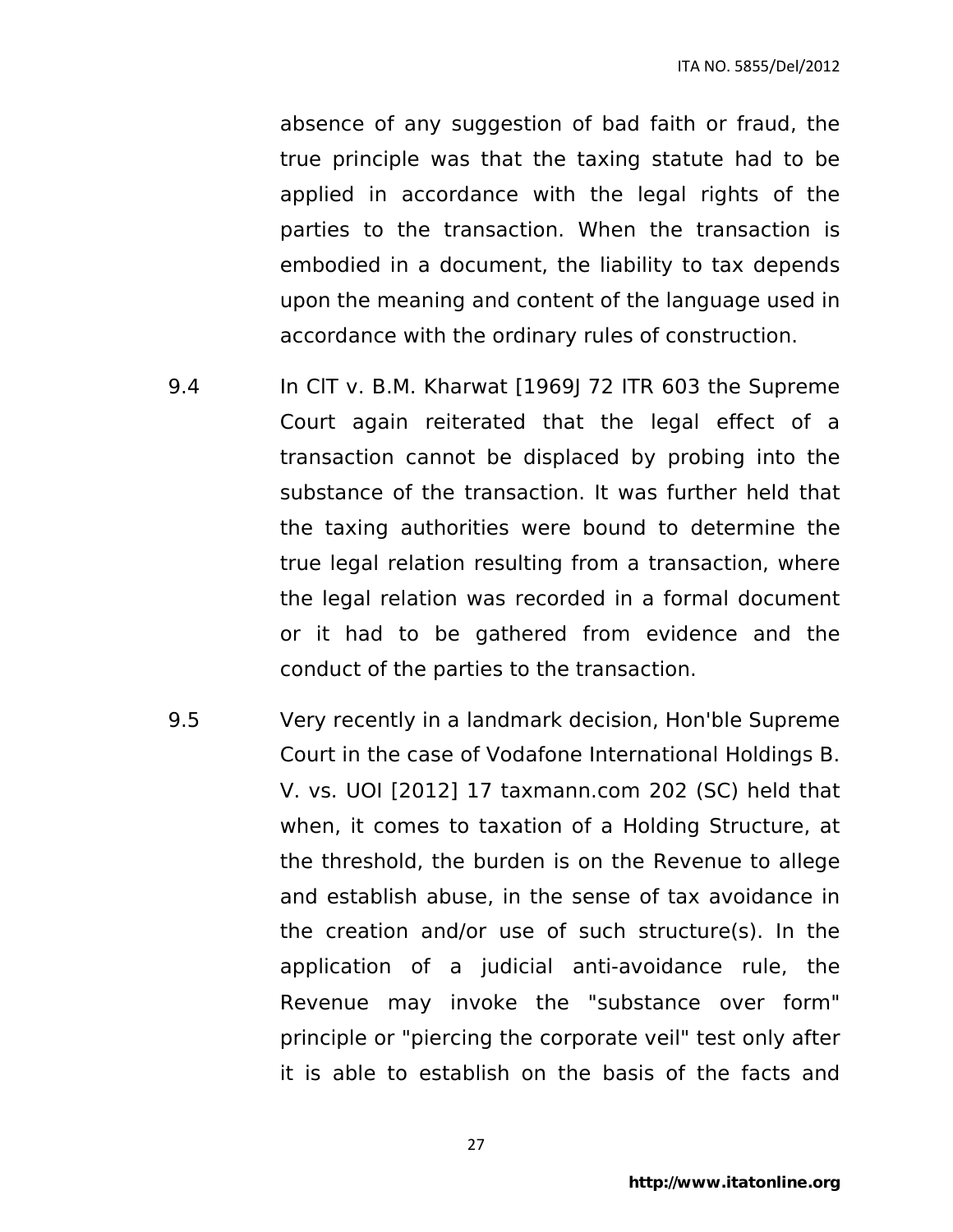absence of any suggestion of bad faith or fraud, the true principle was that the taxing statute had to be applied in accordance with the legal rights of the parties to the transaction. When the transaction is embodied in a document, the liability to tax depends upon the meaning and content of the language used in accordance with the ordinary rules of construction.

9.4 In CIT v. B.M. Kharwat [1969J 72 ITR 603 the Supreme Court again reiterated that the legal effect of a transaction cannot be displaced by probing into the substance of the transaction. It was further held that the taxing authorities were bound to determine the true legal relation resulting from a transaction, where the legal relation was recorded in a formal document or it had to be gathered from evidence and the conduct of the parties to the transaction.

9.5 Very recently in a landmark decision, Hon'ble Supreme Court in the case of Vodafone International Holdings B. V. vs. UOI [2012] 17 taxmann.com 202 (SC) held that when, it comes to taxation of a Holding Structure, at the threshold, the burden is on the Revenue to allege and establish abuse, in the sense of tax avoidance in the creation and/or use of such structure(s). In the application of a judicial anti-avoidance rule, the Revenue may invoke the "substance over form" principle or "piercing the corporate veil" test only after it is able to establish on the basis of the facts and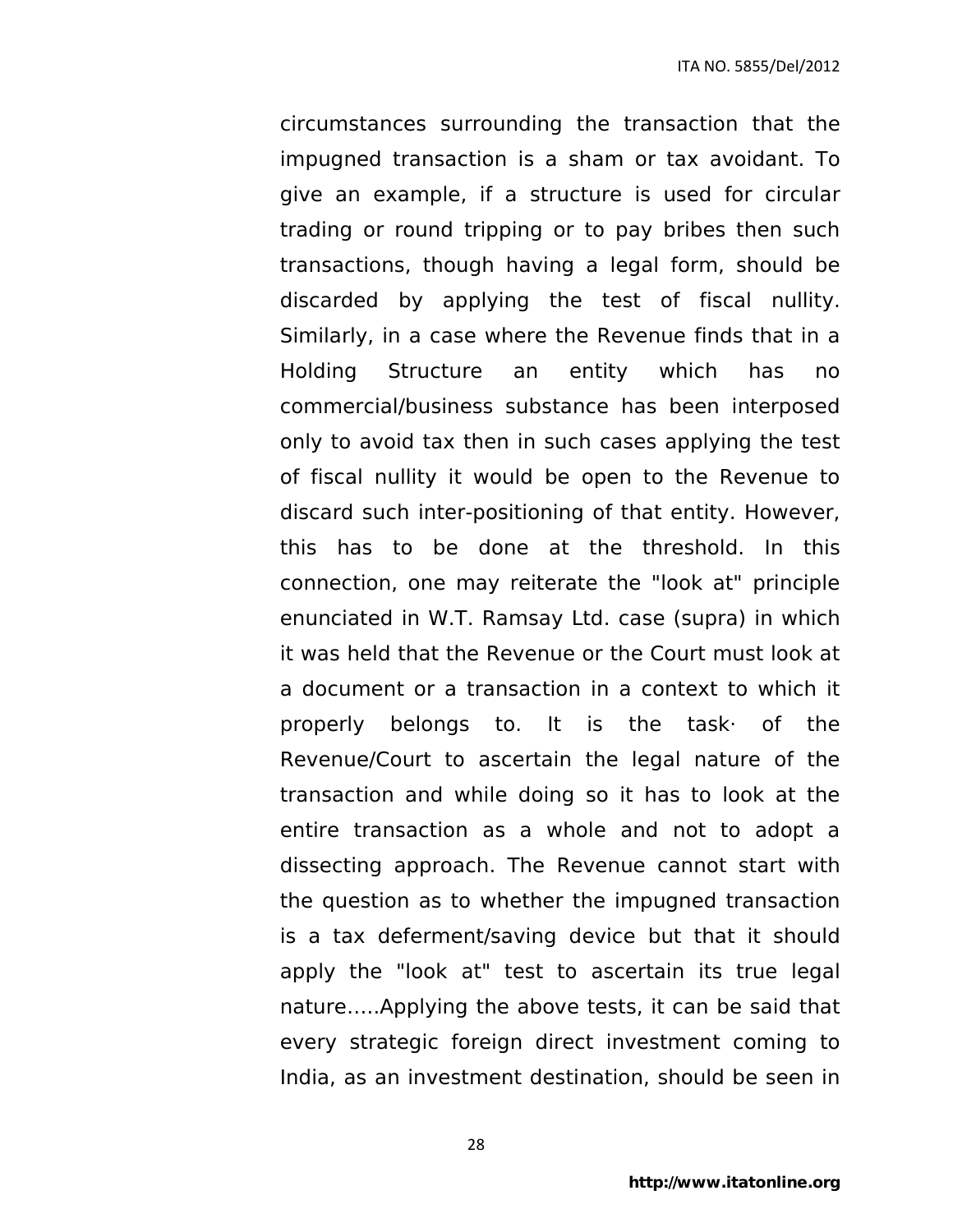circumstances surrounding the transaction that the impugned transaction is a sham or tax avoidant. To give an example, if a structure is used for circular trading or round tripping or to pay bribes then such transactions, though having a legal form, should be discarded by applying the test of fiscal nullity. Similarly, in a case where the Revenue finds that in a Holding Structure an entity which has no commercial/business substance has been interposed only to avoid tax then in such cases applying the test of fiscal nullity it would be open to the Revenue to discard such inter-positioning of that entity. However, this has to be done at the threshold. In this connection, one may reiterate the "look at" principle enunciated in W.T. Ramsay Ltd. case (supra) in which it was held that the Revenue or the Court must look at a document or a transaction in a context to which it properly belongs to. It is the task· of the Revenue/Court to ascertain the legal nature of the transaction and while doing so it has to look at the entire transaction as a whole and not to adopt a dissecting approach. The Revenue cannot start with the question as to whether the impugned transaction is a tax deferment/saving device but that it should apply the "look at" test to ascertain its true legal nature…..Applying the above tests, it can be said that every strategic foreign direct investment coming to India, as an investment destination, should be seen in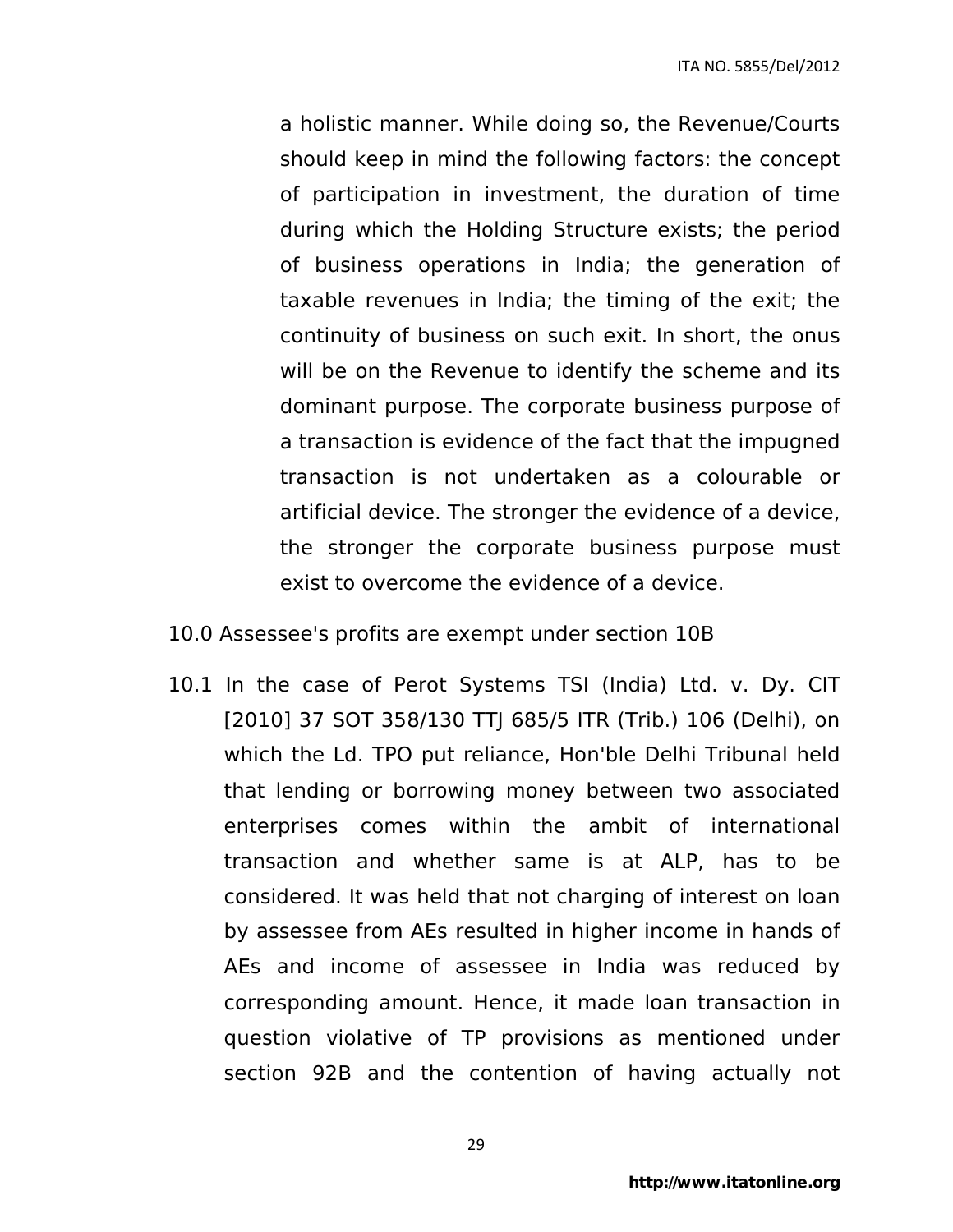a holistic manner. While doing so, the Revenue/Courts should keep in mind the following factors: the concept of participation in investment, the duration of time during which the Holding Structure exists; the period of business operations in India; the generation of taxable revenues in India; the timing of the exit; the continuity of business on such exit. In short, the onus will be on the Revenue to identify the scheme and its dominant purpose. The corporate business purpose of a transaction is evidence of the fact that the impugned transaction is not undertaken as a colourable or artificial device. The stronger the evidence of a device, the stronger the corporate business purpose must exist to overcome the evidence of a device.

10.0 Assessee's profits are exempt under section 10B

10.1 In the case of Perot Systems TSI (India) Ltd. v. Dy. CIT [2010] 37 SOT 358/130 TTJ 685/5 ITR (Trib.) 106 (Delhi), on which the Ld. TPO put reliance, Hon'ble Delhi Tribunal held that lending or borrowing money between two associated enterprises comes within the ambit of international transaction and whether same is at ALP, has to be considered. It was held that not charging of interest on loan by assessee from AEs resulted in higher income in hands of AEs and income of assessee in India was reduced by corresponding amount. Hence, it made loan transaction in question violative of TP provisions as mentioned under section 92B and the contention of having actually not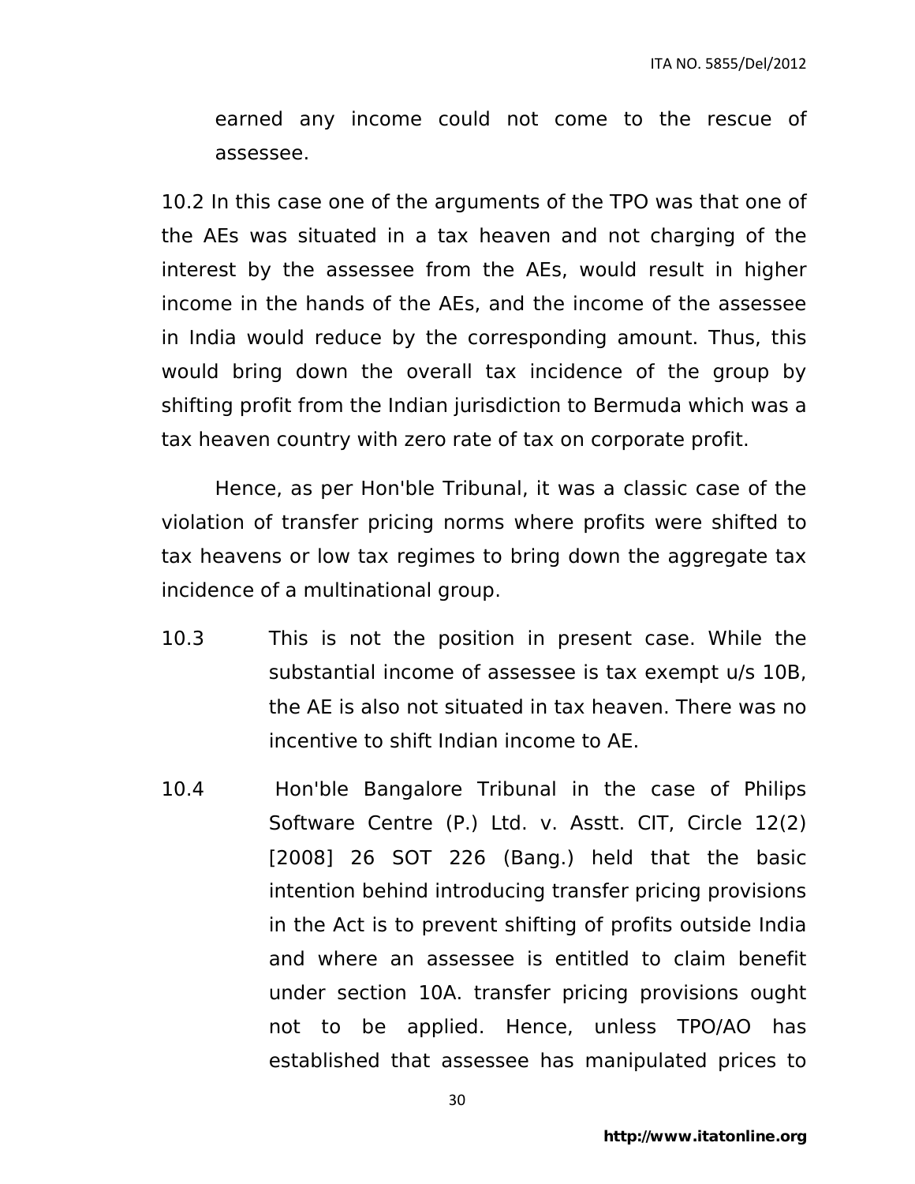earned any income could not come to the rescue of assessee.

10.2 In this case one of the arguments of the TPO was that one of the AEs was situated in a tax heaven and not charging of the interest by the assessee from the AEs, would result in higher income in the hands of the AEs, and the income of the assessee in India would reduce by the corresponding amount. Thus, this would bring down the overall tax incidence of the group by shifting profit from the Indian jurisdiction to Bermuda which was a tax heaven country with zero rate of tax on corporate profit.

Hence, as per Hon'ble Tribunal, it was a classic case of the violation of transfer pricing norms where profits were shifted to tax heavens or low tax regimes to bring down the aggregate tax incidence of a multinational group.

10.3 This is not the position in present case. While the substantial income of assessee is tax exempt u/s 10B, the AE is also not situated in tax heaven. There was no incentive to shift Indian income to AE.

10.4 Hon'ble Bangalore Tribunal in the case of Philips Software Centre (P.) Ltd. v. Asstt. CIT, Circle 12(2) [2008] 26 SOT 226 (Bang.) held that the basic intention behind introducing transfer pricing provisions in the Act is to prevent shifting of profits outside India and where an assessee is entitled to claim benefit under section 10A. transfer pricing provisions ought not to be applied. Hence, unless TPO/AO has established that assessee has manipulated prices to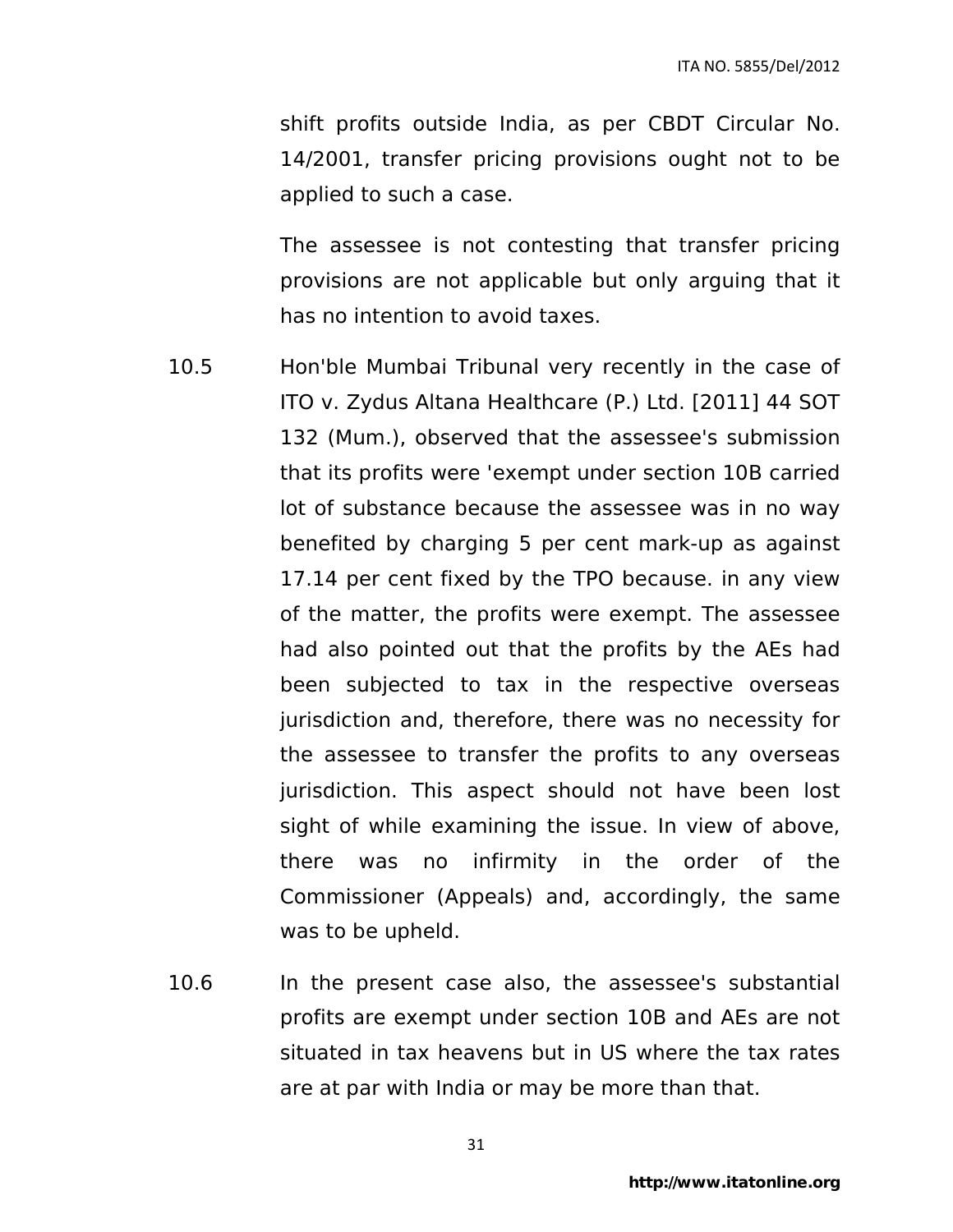shift profits outside India, as per CBDT Circular No. 14/2001, transfer pricing provisions ought not to be applied to such a case.

The assessee is not contesting that transfer pricing provisions are not applicable but only arguing that it has no intention to avoid taxes.

10.5 Hon'ble Mumbai Tribunal very recently in the case of ITO v. Zydus Altana Healthcare (P.) Ltd. [2011] 44 SOT 132 (Mum.), observed that the assessee's submission that its profits were 'exempt under section 10B carried lot of substance because the assessee was in no way benefited by charging 5 per cent mark-up as against 17.14 per cent fixed by the TPO because. in any view of the matter, the profits were exempt. The assessee had also pointed out that the profits by the AEs had been subjected to tax in the respective overseas jurisdiction and, therefore, there was no necessity for the assessee to transfer the profits to any overseas jurisdiction. This aspect should not have been lost sight of while examining the issue. In view of above, there was no infirmity in the order of the Commissioner (Appeals) and, accordingly, the same was to be upheld.

10.6 In the present case also, the assessee's substantial profits are exempt under section 10B and AEs are not situated in tax heavens but in US where the tax rates are at par with India or may be more than that.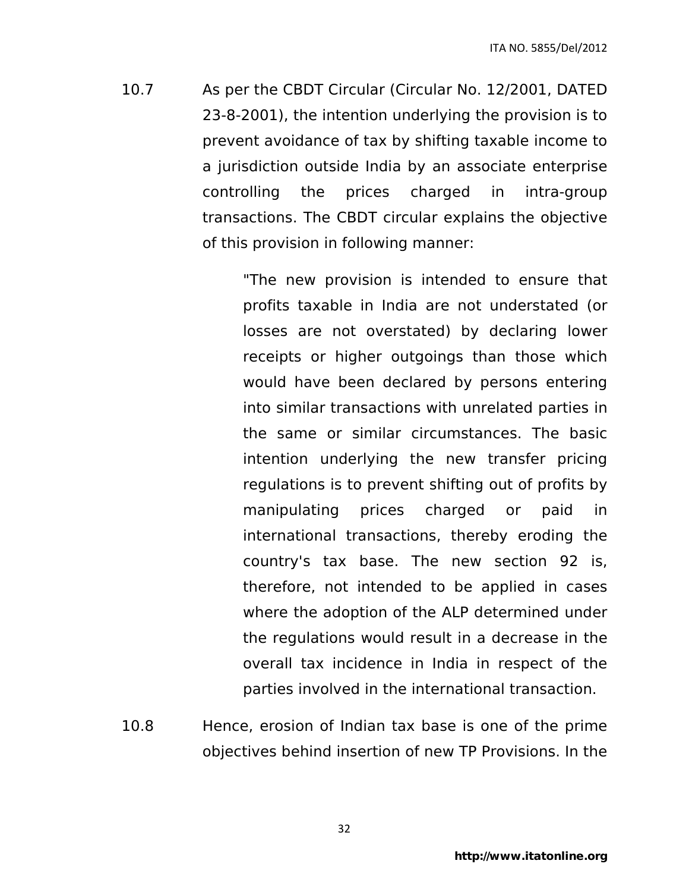10.7 As per the CBDT Circular (Circular No. 12/2001, DATED 23-8-2001), the intention underlying the provision is to prevent avoidance of tax by shifting taxable income to a jurisdiction outside India by an associate enterprise controlling the prices charged in intra-group transactions. The CBDT circular explains the objective of this provision in following manner:

> "The new provision is intended to ensure that profits taxable in India are not understated (or losses are not overstated) by declaring lower receipts or higher outgoings than those which would have been declared by persons entering into similar transactions with unrelated parties in the same or similar circumstances. The basic intention underlying the new transfer pricing regulations is to prevent shifting out of profits by manipulating prices charged or paid in international transactions, thereby eroding the country's tax base. The new section 92 is, therefore, not intended to be applied in cases where the adoption of the ALP determined under the regulations would result in a decrease in the overall tax incidence in India in respect of the parties involved in the international transaction.

10.8 Hence, erosion of Indian tax base is one of the prime objectives behind insertion of new TP Provisions. In the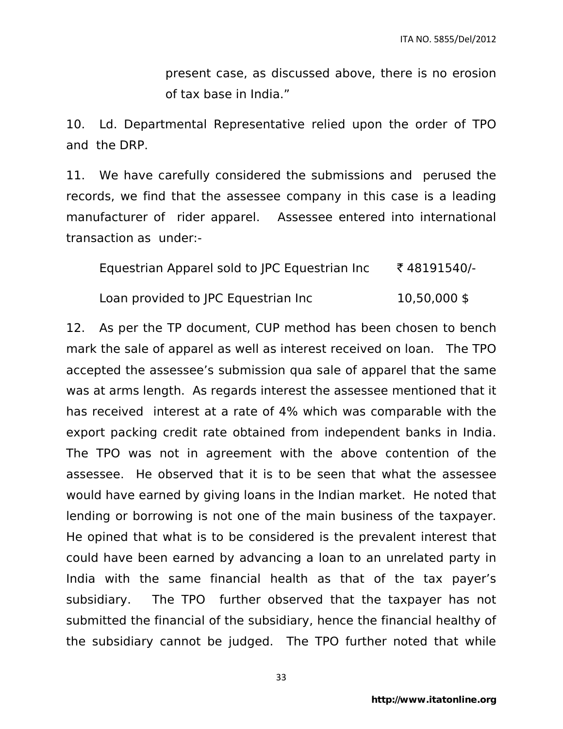present case, as discussed above, there is no erosion of tax base in India."

10. Ld. Departmental Representative relied upon the order of TPO and the DRP.

11. We have carefully considered the submissions and perused the records, we find that the assessee company in this case is a leading manufacturer of rider apparel. Assessee entered into international transaction as under:-

| | |
|---|---|
| Equestrian Apparel sold to JPC Equestrian Inc | ₹ 48191540/- |
| Loan provided to JPC Equestrian Inc | 10,50,000 $ |

12. As per the TP document, CUP method has been chosen to bench mark the sale of apparel as well as interest received on loan. The TPO accepted the assessee's submission qua sale of apparel that the same was at arms length. As regards interest the assessee mentioned that it has received interest at a rate of 4% which was comparable with the export packing credit rate obtained from independent banks in India. The TPO was not in agreement with the above contention of the assessee. He observed that it is to be seen that what the assessee would have earned by giving loans in the Indian market. He noted that lending or borrowing is not one of the main business of the taxpayer. He opined that what is to be considered is the prevalent interest that could have been earned by advancing a loan to an unrelated party in India with the same financial health as that of the tax payer's subsidiary. The TPO further observed that the taxpayer has not submitted the financial of the subsidiary, hence the financial healthy of the subsidiary cannot be judged. The TPO further noted that while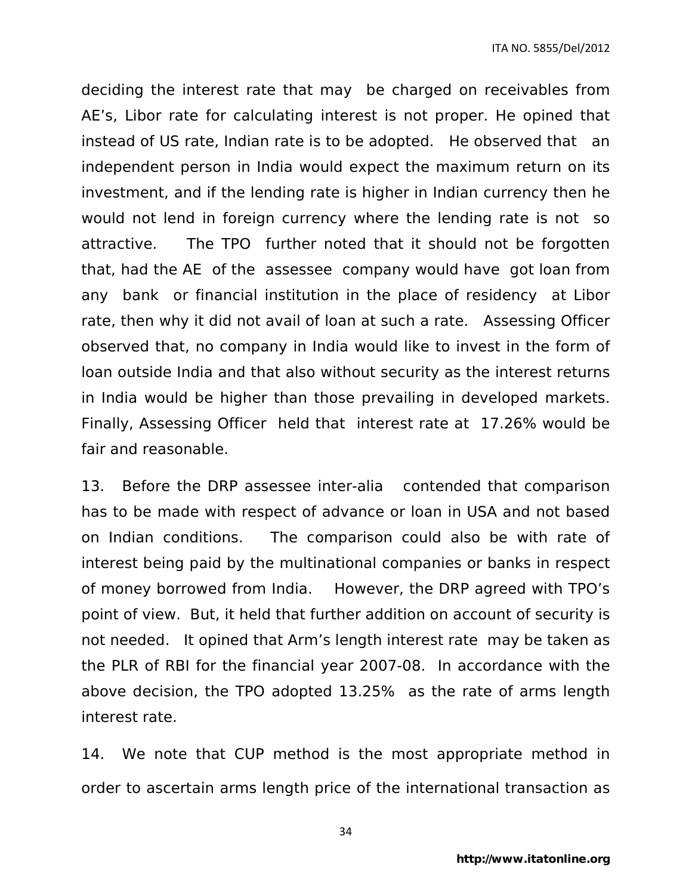deciding the interest rate that may be charged on receivables from AE's, Libor rate for calculating interest is not proper. He opined that instead of US rate, Indian rate is to be adopted. He observed that an independent person in India would expect the maximum return on its investment, and if the lending rate is higher in Indian currency then he would not lend in foreign currency where the lending rate is not so attractive. The TPO further noted that it should not be forgotten that, had the AE of the assessee company would have got loan from any bank or financial institution in the place of residency at Libor rate, then why it did not avail of loan at such a rate. Assessing Officer observed that, no company in India would like to invest in the form of loan outside India and that also without security as the interest returns in India would be higher than those prevailing in developed markets. Finally, Assessing Officer held that interest rate at 17.26% would be fair and reasonable.

13. Before the DRP assessee inter-alia contended that comparison has to be made with respect of advance or loan in USA and not based on Indian conditions. The comparison could also be with rate of interest being paid by the multinational companies or banks in respect of money borrowed from India. However, the DRP agreed with TPO's point of view. But, it held that further addition on account of security is not needed. It opined that Arm's length interest rate may be taken as the PLR of RBI for the financial year 2007-08. In accordance with the above decision, the TPO adopted 13.25% as the rate of arms length interest rate.

14. We note that CUP method is the most appropriate method in order to ascertain arms length price of the international transaction as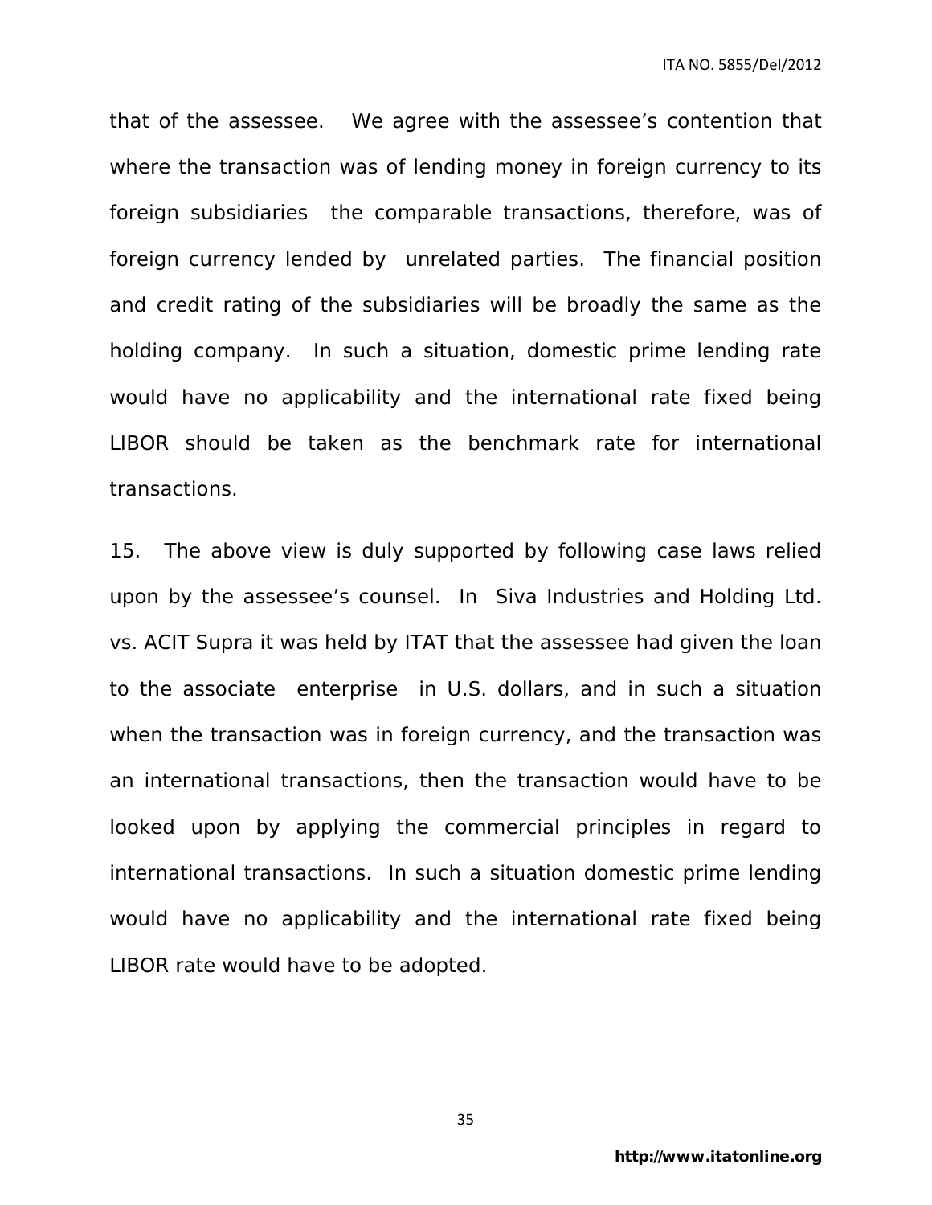that of the assessee. We agree with the assessee's contention that where the transaction was of lending money in foreign currency to its foreign subsidiaries the comparable transactions, therefore, was of foreign currency lended by unrelated parties. The financial position and credit rating of the subsidiaries will be broadly the same as the holding company. In such a situation, domestic prime lending rate would have no applicability and the international rate fixed being LIBOR should be taken as the benchmark rate for international transactions.

15. The above view is duly supported by following case laws relied upon by the assessee's counsel. In Siva Industries and Holding Ltd. vs. ACIT Supra it was held by ITAT that the assessee had given the loan to the associate enterprise in U.S. dollars, and in such a situation when the transaction was in foreign currency, and the transaction was an international transactions, then the transaction would have to be looked upon by applying the commercial principles in regard to international transactions. In such a situation domestic prime lending would have no applicability and the international rate fixed being LIBOR rate would have to be adopted.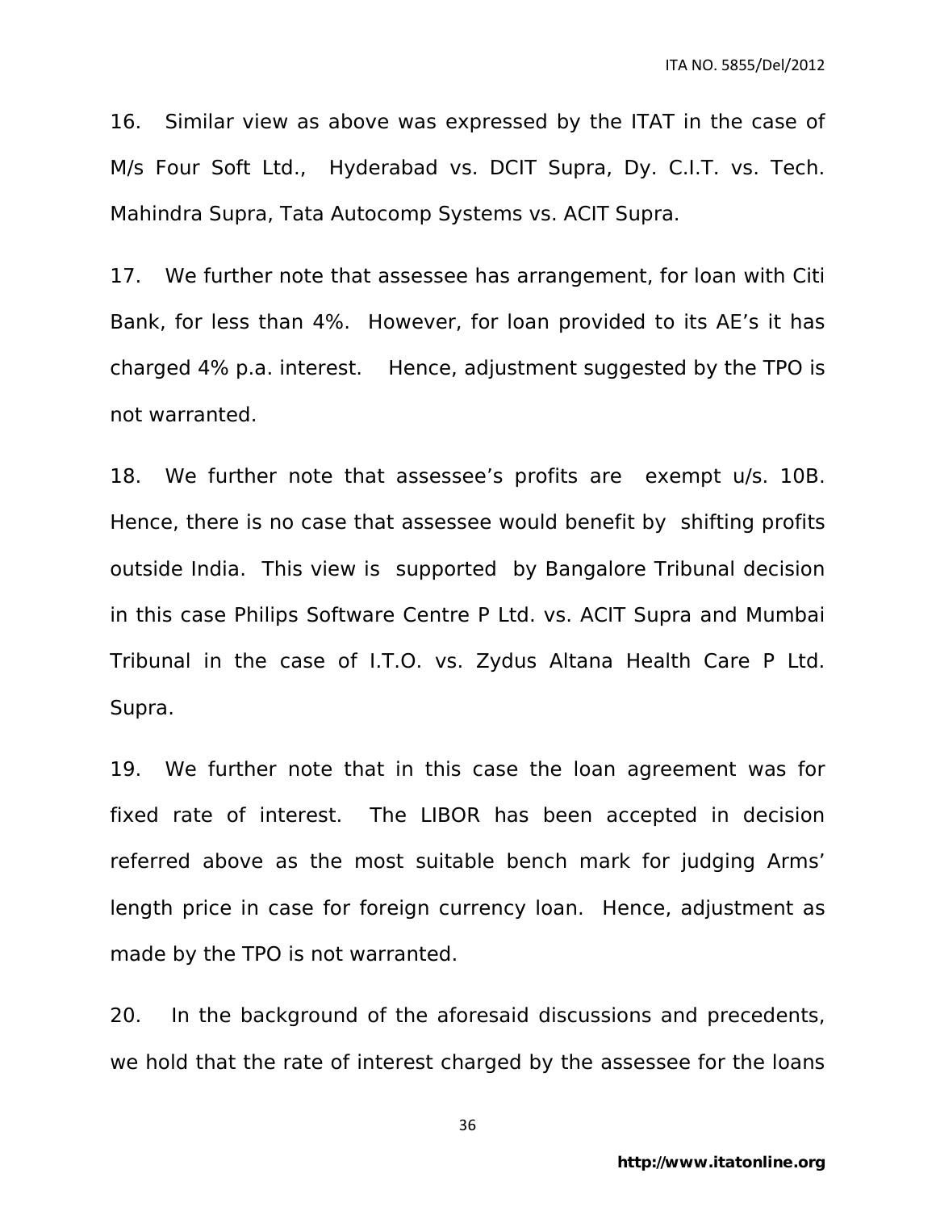16. Similar view as above was expressed by the ITAT in the case of M/s Four Soft Ltd., Hyderabad vs. DCIT Supra, Dy. C.I.T. vs. Tech. Mahindra Supra, Tata Autocomp Systems vs. ACIT Supra.

17. We further note that assessee has arrangement, for loan with Citi Bank, for less than 4%. However, for loan provided to its AE's it has charged 4% p.a. interest. Hence, adjustment suggested by the TPO is not warranted.

18. We further note that assessee's profits are exempt u/s. 10B. Hence, there is no case that assessee would benefit by shifting profits outside India. This view is supported by Bangalore Tribunal decision in this case Philips Software Centre P Ltd. vs. ACIT Supra and Mumbai Tribunal in the case of I.T.O. vs. Zydus Altana Health Care P Ltd. Supra.

19. We further note that in this case the loan agreement was for fixed rate of interest. The LIBOR has been accepted in decision referred above as the most suitable bench mark for judging Arms' length price in case for foreign currency loan. Hence, adjustment as made by the TPO is not warranted.

20. In the background of the aforesaid discussions and precedents, we hold that the rate of interest charged by the assessee for the loans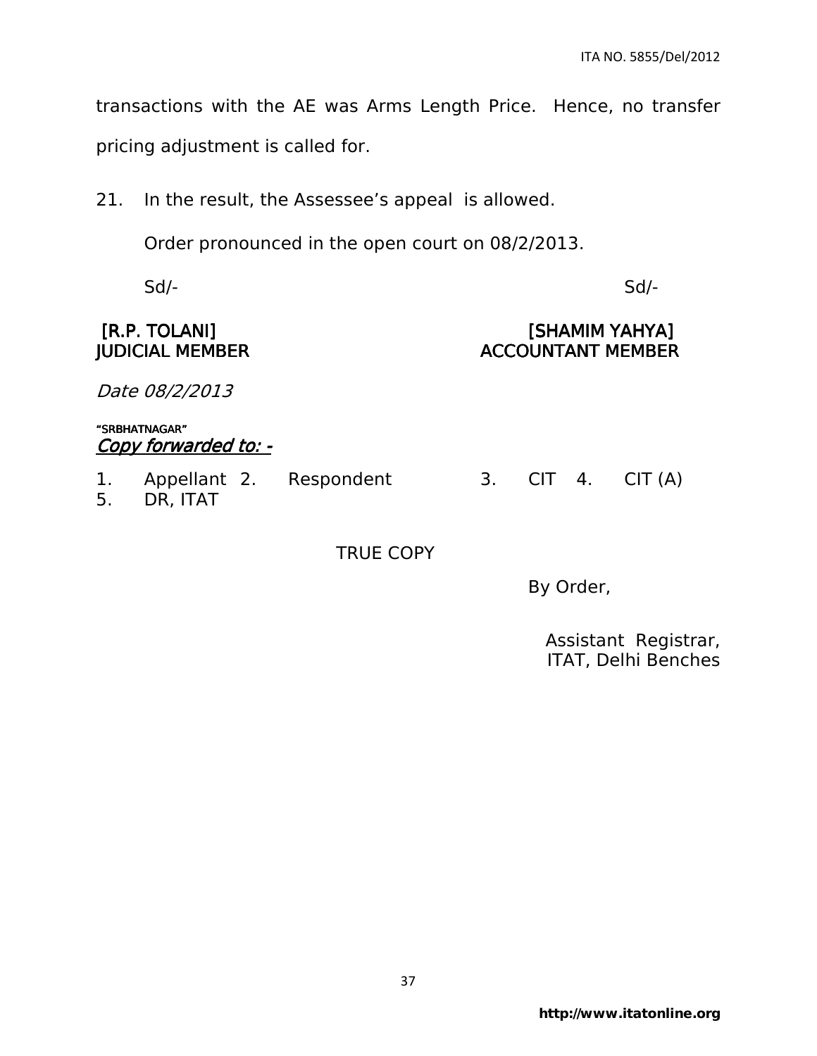transactions with the AE was Arms Length Price. Hence, no transfer pricing adjustment is called for.

21. In the result, the Assessee's appeal is allowed.

Order pronounced in the open court on 08/2/2013.

Sd/- Sd/-

[R.P. TOLANI] [SHAMIM YAHYA]
JUDICIAL MEMBER ACCOUNTANT MEMBER

*Date 08/2/2013*

"SRBHATNAGAR"

*Copy forwarded to: -*

1. Appellant 2. Respondent 3. CIT 4. CIT (A)
5. DR, ITAT

TRUE COPY

By Order,

Assistant Registrar,
ITAT, Delhi Benches